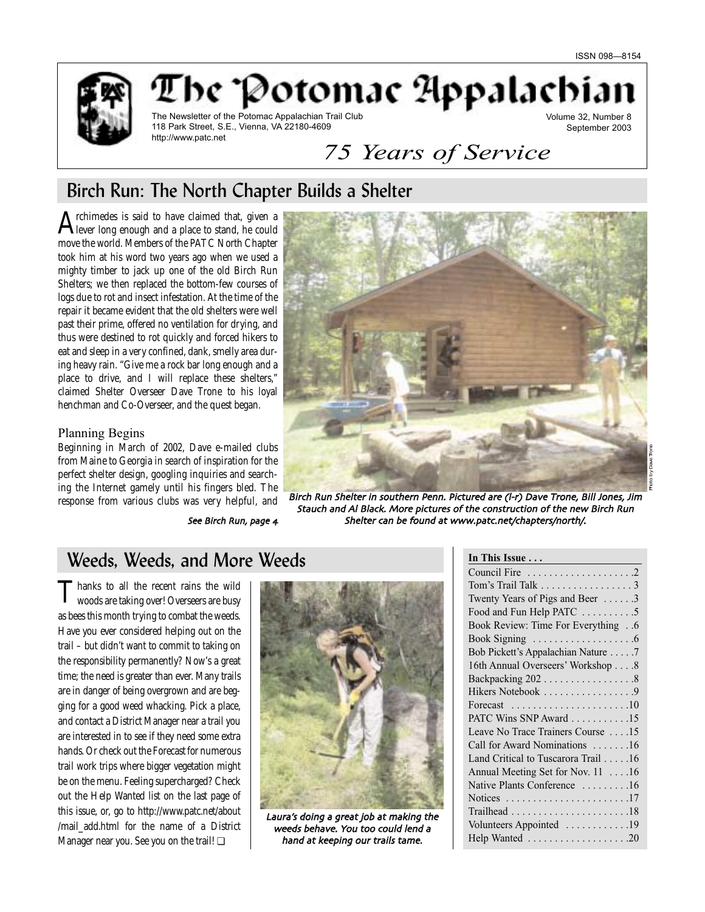ISSN 098—8154

# The Potomac Appalachian

The Newsletter of the Potomac Appalachian Trail Club
118 Park Street, S.E., Vienna, VA 22180-4609
http://www.patc.net

Volume 32, Number 8
September 2003

*75 Years of Service*

## Birch Run: The North Chapter Builds a Shelter

Archimedes is said to have claimed that, given a lever long enough and a place to stand, he could move the world. Members of the PATC North Chapter took him at his word two years ago when we used a mighty timber to jack up one of the old Birch Run Shelters; we then replaced the bottom-few courses of logs due to rot and insect infestation. At the time of the repair it became evident that the old shelters were well past their prime, offered no ventilation for drying, and thus were destined to rot quickly and forced hikers to eat and sleep in a very confined, dank, smelly area during heavy rain. "Give me a rock bar long enough and a place to drive, and I will replace these shelters," claimed Shelter Overseer Dave Trone to his loyal henchman and Co-Overseer, and the quest began.

### Planning Begins

Beginning in March of 2002, Dave e-mailed clubs from Maine to Georgia in search of inspiration for the perfect shelter design, googling inquiries and searching the Internet gamely until his fingers bled. The response from various clubs was very helpful, and

*See Birch Run, page 4*

Photo by Dave Trone

*Birch Run Shelter in southern Penn. Pictured are (l-r) Dave Trone, Bill Jones, Jim Stauch and Al Black. More pictures of the construction of the new Birch Run Shelter can be found at www.patc.net/chapters/north/.*

## Weeds, Weeds, and More Weeds

Thanks to all the recent rains the wild woods are taking over! Overseers are busy as bees this month trying to combat the weeds. Have you ever considered helping out on the trail – but didn't want to commit to taking on the responsibility permanently? Now's a great time; the need is greater than ever. Many trails are in danger of being overgrown and are begging for a good weed whacking. Pick a place, and contact a District Manager near a trail you are interested in to see if they need some extra hands. Or check out the Forecast for numerous trail work trips where bigger vegetation might be on the menu. Feeling supercharged? Check out the Help Wanted list on the last page of this issue, or, go to http://www.patc.net/about/mail_add.html for the name of a District Manager near you. See you on the trail! ❑

*Laura's doing a great job at making the weeds behave. You too could lend a hand at keeping our trails tame.*

**In This Issue . . .**

| | |
|---|---|
| Council Fire | 2 |
| Tom's Trail Talk | 3 |
| Twenty Years of Pigs and Beer | 3 |
| Food and Fun Help PATC | 5 |
| Book Review: Time For Everything | 6 |
| Book Signing | 6 |
| Bob Pickett's Appalachian Nature | 7 |
| 16th Annual Overseers' Workshop | 8 |
| Backpacking 202 | 8 |
| Hikers Notebook | 9 |
| Forecast | 10 |
| PATC Wins SNP Award | 15 |
| Leave No Trace Trainers Course | 15 |
| Call for Award Nominations | 16 |
| Land Critical to Tuscarora Trail | 16 |
| Annual Meeting Set for Nov. 11 | 16 |
| Native Plants Conference | 16 |
| Notices | 17 |
| Trailhead | 18 |
| Volunteers Appointed | 19 |
| Help Wanted | 20 |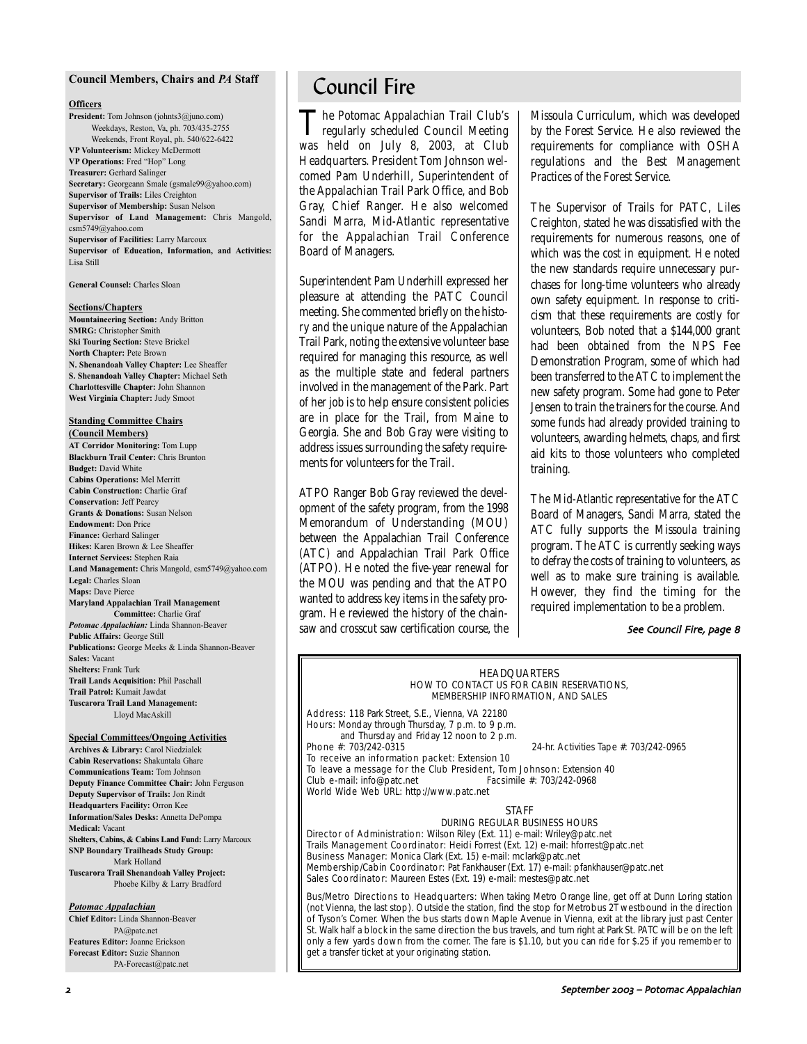## Council Members, Chairs and *PA* Staff

**Officers**

**President:** Tom Johnson (johnts3@juno.com)
Weekdays, Reston, Va, ph. 703/435-2755
Weekends, Front Royal, ph. 540/622-6422
**VP Volunteerism:** Mickey McDermott
**VP Operations:** Fred "Hop" Long
**Treasurer:** Gerhard Salinger
**Secretary:** Georgeann Smale (gsmale99@yahoo.com)
**Supervisor of Trails:** Liles Creighton
**Supervisor of Membership:** Susan Nelson
**Supervisor of Land Management:** Chris Mangold, csm5749@yahoo.com
**Supervisor of Facilities:** Larry Marcoux
**Supervisor of Education, Information, and Activities:** Lisa Still

**General Counsel:** Charles Sloan

**Sections/Chapters**

**Mountaineering Section:** Andy Britton
**SMRG:** Christopher Smith
**Ski Touring Section:** Steve Brickel
**North Chapter:** Pete Brown
**N. Shenandoah Valley Chapter:** Lee Sheaffer
**S. Shenandoah Valley Chapter:** Michael Seth
**Charlottesville Chapter:** John Shannon
**West Virginia Chapter:** Judy Smoot

**Standing Committee Chairs (Council Members)**

**AT Corridor Monitoring:** Tom Lupp
**Blackburn Trail Center:** Chris Brunton
**Budget:** David White
**Cabins Operations:** Mel Merritt
**Cabin Construction:** Charlie Graf
**Conservation:** Jeff Pearcy
**Grants & Donations:** Susan Nelson
**Endowment:** Don Price
**Finance:** Gerhard Salinger
**Hikes:** Karen Brown & Lee Sheaffer
**Internet Services:** Stephen Raia
**Land Management:** Chris Mangold, csm5749@yahoo.com
**Legal:** Charles Sloan
**Maps:** Dave Pierce
**Maryland Appalachian Trail Management Committee:** Charlie Graf
***Potomac Appalachian:*** Linda Shannon-Beaver
**Public Affairs:** George Still
**Publications:** George Meeks & Linda Shannon-Beaver
**Sales:** Vacant
**Shelters:** Frank Turk
**Trail Lands Acquisition:** Phil Paschall
**Trail Patrol:** Kumait Jawdat
**Tuscarora Trail Land Management:** Lloyd MacAskill

**Special Committees/Ongoing Activities**

**Archives & Library:** Carol Niedzialek
**Cabin Reservations:** Shakuntala Ghare
**Communications Team:** Tom Johnson
**Deputy Finance Committee Chair:** John Ferguson
**Deputy Supervisor of Trails:** Jon Rindt
**Headquarters Facility:** Orron Kee
**Information/Sales Desks:** Annetta DePompa
**Medical:** Vacant
**Shelters, Cabins, & Cabins Land Fund:** Larry Marcoux
**SNP Boundary Trailheads Study Group:** Mark Holland
**Tuscarora Trail Shenandoah Valley Project:** Phoebe Kilby & Larry Bradford

***Potomac Appalachian***

**Chief Editor:** Linda Shannon-Beaver
PA@patc.net
**Features Editor:** Joanne Erickson
**Forecast Editor:** Suzie Shannon
PA-Forecast@patc.net

# Council Fire

The Potomac Appalachian Trail Club's regularly scheduled Council Meeting was held on July 8, 2003, at Club Headquarters. President Tom Johnson welcomed Pam Underhill, Superintendent of the Appalachian Trail Park Office, and Bob Gray, Chief Ranger. He also welcomed Sandi Marra, Mid-Atlantic representative for the Appalachian Trail Conference Board of Managers.

Superintendent Pam Underhill expressed her pleasure at attending the PATC Council meeting. She commented briefly on the history and the unique nature of the Appalachian Trail Park, noting the extensive volunteer base required for managing this resource, as well as the multiple state and federal partners involved in the management of the Park. Part of her job is to help ensure consistent policies are in place for the Trail, from Maine to Georgia. She and Bob Gray were visiting to address issues surrounding the safety requirements for volunteers for the Trail.

ATPO Ranger Bob Gray reviewed the development of the safety program, from the 1998 Memorandum of Understanding (MOU) between the Appalachian Trail Conference (ATC) and Appalachian Trail Park Office (ATPO). He noted the five-year renewal for the MOU was pending and that the ATPO wanted to address key items in the safety program. He reviewed the history of the chainsaw and crosscut saw certification course, the Missoula Curriculum, which was developed by the Forest Service. He also reviewed the requirements for compliance with OSHA regulations and the Best Management Practices of the Forest Service.

The Supervisor of Trails for PATC, Liles Creighton, stated he was dissatisfied with the requirements for numerous reasons, one of which was the cost in equipment. He noted the new standards require unnecessary purchases for long-time volunteers who already own safety equipment. In response to criticism that these requirements are costly for volunteers, Bob noted that a $144,000 grant had been obtained from the NPS Fee Demonstration Program, some of which had been transferred to the ATC to implement the new safety program. Some had gone to Peter Jensen to train the trainers for the course. And some funds had already provided training to volunteers, awarding helmets, chaps, and first aid kits to those volunteers who completed training.

The Mid-Atlantic representative for the ATC Board of Managers, Sandi Marra, stated the ATC fully supports the Missoula training program. The ATC is currently seeking ways to defray the costs of training to volunteers, as well as to make sure training is available. However, they find the timing for the required implementation to be a problem.

*See Council Fire, page 8*

---

HEADQUARTERS
HOW TO CONTACT US FOR CABIN RESERVATIONS, MEMBERSHIP INFORMATION, AND SALES

Address: 118 Park Street, S.E., Vienna, VA 22180
Hours: Monday through Thursday, 7 p.m. to 9 p.m.
and Thursday and Friday 12 noon to 2 p.m.
Phone #: 703/242-0315 — 24-hr. Activities Tape #: 703/242-0965
To receive an information packet: Extension 10
To leave a message for the Club President, Tom Johnson: Extension 40
Club e-mail: info@patc.net — Facsimile #: 703/242-0968
World Wide Web URL: http://www.patc.net

STAFF
DURING REGULAR BUSINESS HOURS

Director of Administration: Wilson Riley (Ext. 11) e-mail: Wriley@patc.net
Trails Management Coordinator: Heidi Forrest (Ext. 12) e-mail: hforrest@patc.net
Business Manager: Monica Clark (Ext. 15) e-mail: mclark@patc.net
Membership/Cabin Coordinator: Pat Fankhauser (Ext. 17) e-mail: pfankhauser@patc.net
Sales Coordinator: Maureen Estes (Ext. 19) e-mail: mestes@patc.net

Bus/Metro Directions to Headquarters: When taking Metro Orange line, get off at Dunn Loring station (not Vienna, the last stop). Outside the station, find the stop for Metrobus 2T westbound in the direction of Tyson's Corner. When the bus starts down Maple Avenue in Vienna, exit at the library just past Center St. Walk half a block in the same direction the bus travels, and turn right at Park St. PATC will be on the left only a few yards down from the corner. The fare is $1.10, but you can ride for $.25 if you remember to get a transfer ticket at your originating station.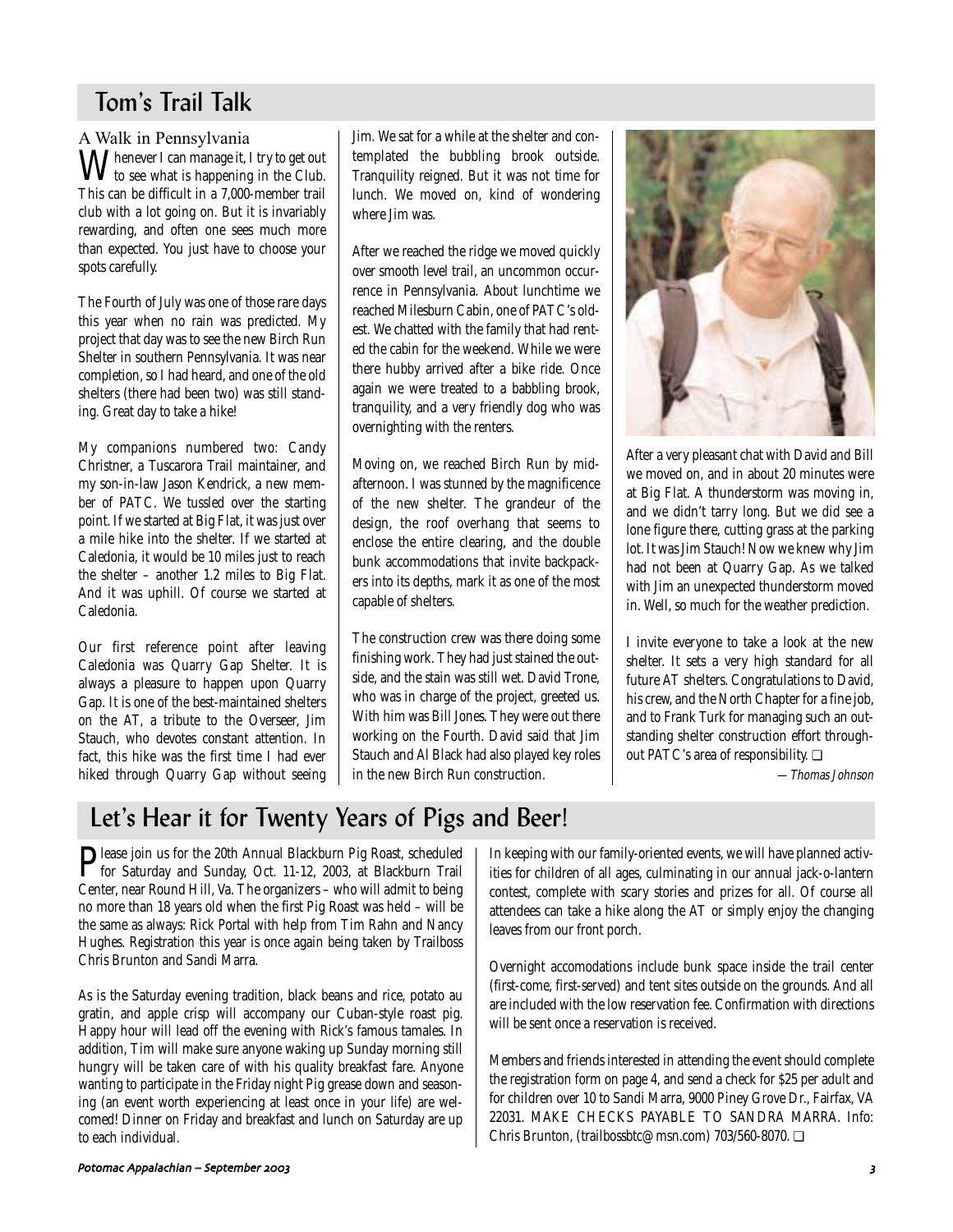## Tom's Trail Talk

### A Walk in Pennsylvania

Whenever I can manage it, I try to get out to see what is happening in the Club. This can be difficult in a 7,000-member trail club with a lot going on. But it is invariably rewarding, and often one sees much more than expected. You just have to choose your spots carefully.

The Fourth of July was one of those rare days this year when no rain was predicted. My project that day was to see the new Birch Run Shelter in southern Pennsylvania. It was near completion, so I had heard, and one of the old shelters (there had been two) was still standing. Great day to take a hike!

My companions numbered two: Candy Christner, a Tuscarora Trail maintainer, and my son-in-law Jason Kendrick, a new member of PATC. We tussled over the starting point. If we started at Big Flat, it was just over a mile hike into the shelter. If we started at Caledonia, it would be 10 miles just to reach the shelter – another 1.2 miles to Big Flat. And it was uphill. Of course we started at Caledonia.

Our first reference point after leaving Caledonia was Quarry Gap Shelter. It is always a pleasure to happen upon Quarry Gap. It is one of the best-maintained shelters on the AT, a tribute to the Overseer, Jim Stauch, who devotes constant attention. In fact, this hike was the first time I had ever hiked through Quarry Gap without seeing Jim. We sat for a while at the shelter and contemplated the bubbling brook outside. Tranquility reigned. But it was not time for lunch. We moved on, kind of wondering where Jim was.

After we reached the ridge we moved quickly over smooth level trail, an uncommon occurrence in Pennsylvania. About lunchtime we reached Milesburn Cabin, one of PATC's oldest. We chatted with the family that had rented the cabin for the weekend. While we were there hubby arrived after a bike ride. Once again we were treated to a babbling brook, tranquility, and a very friendly dog who was overnighting with the renters.

Moving on, we reached Birch Run by mid-afternoon. I was stunned by the magnificence of the new shelter. The grandeur of the design, the roof overhang that seems to enclose the entire clearing, and the double bunk accommodations that invite backpackers into its depths, mark it as one of the most capable of shelters.

The construction crew was there doing some finishing work. They had just stained the outside, and the stain was still wet. David Trone, who was in charge of the project, greeted us. With him was Bill Jones. They were out there working on the Fourth. David said that Jim Stauch and Al Black had also played key roles in the new Birch Run construction.

After a very pleasant chat with David and Bill we moved on, and in about 20 minutes were at Big Flat. A thunderstorm was moving in, and we didn't tarry long. But we did see a lone figure there, cutting grass at the parking lot. It was Jim Stauch! Now we knew why Jim had not been at Quarry Gap. As we talked with Jim an unexpected thunderstorm moved in. Well, so much for the weather prediction.

I invite everyone to take a look at the new shelter. It sets a very high standard for all future AT shelters. Congratulations to David, his crew, and the North Chapter for a fine job, and to Frank Turk for managing such an outstanding shelter construction effort throughout PATC's area of responsibility. ❑

*— Thomas Johnson*

## Let's Hear it for Twenty Years of Pigs and Beer!

Please join us for the 20th Annual Blackburn Pig Roast, scheduled for Saturday and Sunday, Oct. 11-12, 2003, at Blackburn Trail Center, near Round Hill, Va. The organizers – who will admit to being no more than 18 years old when the first Pig Roast was held – will be the same as always: Rick Portal with help from Tim Rahn and Nancy Hughes. Registration this year is once again being taken by Trailboss Chris Brunton and Sandi Marra.

As is the Saturday evening tradition, black beans and rice, potato au gratin, and apple crisp will accompany our Cuban-style roast pig. Happy hour will lead off the evening with Rick's famous tamales. In addition, Tim will make sure anyone waking up Sunday morning still hungry will be taken care of with his quality breakfast fare. Anyone wanting to participate in the Friday night Pig grease down and seasoning (an event worth experiencing at least once in your life) are welcomed! Dinner on Friday and breakfast and lunch on Saturday are up to each individual.

In keeping with our family-oriented events, we will have planned activities for children of all ages, culminating in our annual jack-o-lantern contest, complete with scary stories and prizes for all. Of course all attendees can take a hike along the AT or simply enjoy the changing leaves from our front porch.

Overnight accomodations include bunk space inside the trail center (first-come, first-served) and tent sites outside on the grounds. And all are included with the low reservation fee. Confirmation with directions will be sent once a reservation is received.

Members and friends interested in attending the event should complete the registration form on page 4, and send a check for $25 per adult and for children over 10 to Sandi Marra, 9000 Piney Grove Dr., Fairfax, VA 22031. MAKE CHECKS PAYABLE TO SANDRA MARRA. Info: Chris Brunton, (trailbossbtc@msn.com) 703/560-8070. ❑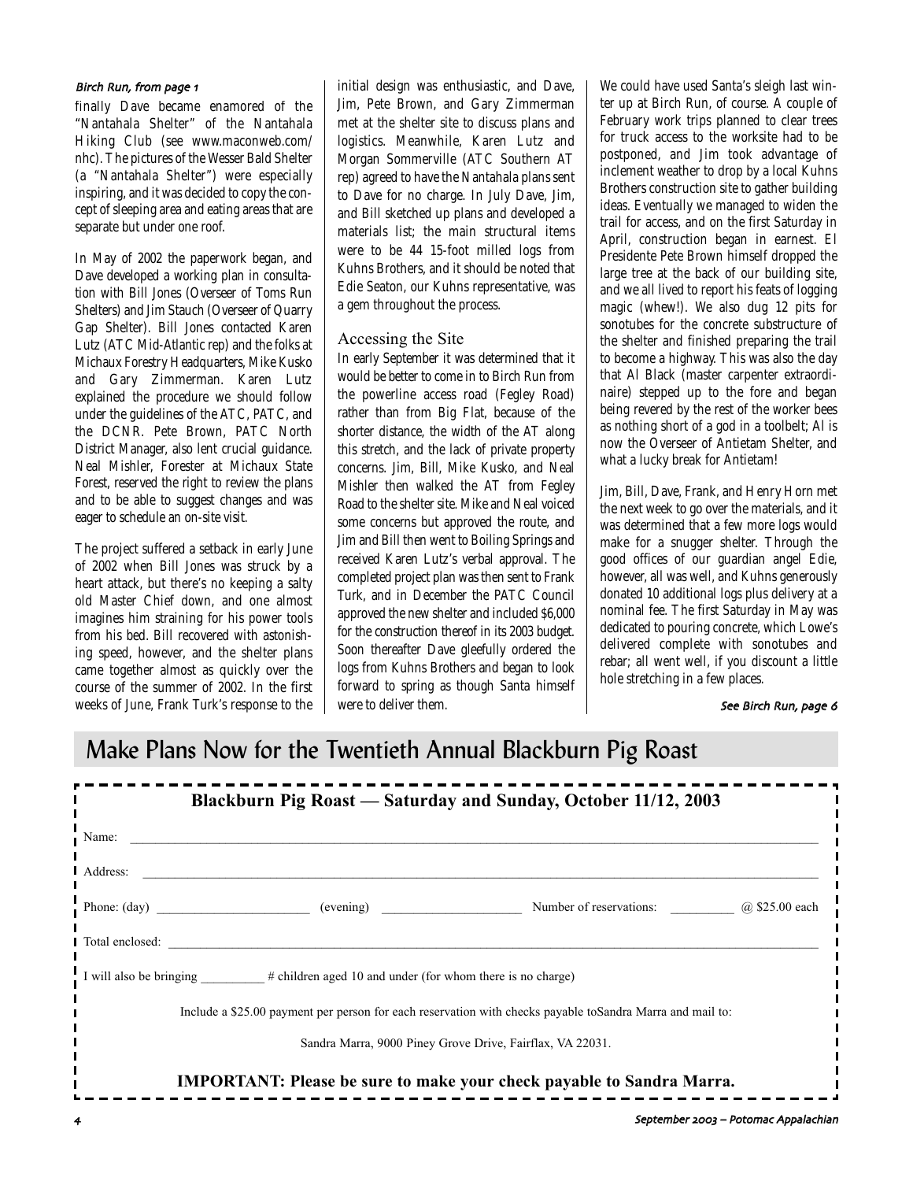*Birch Run, from page 1*

finally Dave became enamored of the "Nantahala Shelter" of the Nantahala Hiking Club (see www.maconweb.com/nhc). The pictures of the Wesser Bald Shelter (a "Nantahala Shelter") were especially inspiring, and it was decided to copy the concept of sleeping area and eating areas that are separate but under one roof.

In May of 2002 the paperwork began, and Dave developed a working plan in consultation with Bill Jones (Overseer of Toms Run Shelters) and Jim Stauch (Overseer of Quarry Gap Shelter). Bill Jones contacted Karen Lutz (ATC Mid-Atlantic rep) and the folks at Michaux Forestry Headquarters, Mike Kusko and Gary Zimmerman. Karen Lutz explained the procedure we should follow under the guidelines of the ATC, PATC, and the DCNR. Pete Brown, PATC North District Manager, also lent crucial guidance. Neal Mishler, Forester at Michaux State Forest, reserved the right to review the plans and to be able to suggest changes and was eager to schedule an on-site visit.

The project suffered a setback in early June of 2002 when Bill Jones was struck by a heart attack, but there's no keeping a salty old Master Chief down, and one almost imagines him straining for his power tools from his bed. Bill recovered with astonishing speed, however, and the shelter plans came together almost as quickly over the course of the summer of 2002. In the first weeks of June, Frank Turk's response to the initial design was enthusiastic, and Dave, Jim, Pete Brown, and Gary Zimmerman met at the shelter site to discuss plans and logistics. Meanwhile, Karen Lutz and Morgan Sommerville (ATC Southern AT rep) agreed to have the Nantahala plans sent to Dave for no charge. In July Dave, Jim, and Bill sketched up plans and developed a materials list; the main structural items were to be 44 15-foot milled logs from Kuhns Brothers, and it should be noted that Edie Seaton, our Kuhns representative, was a gem throughout the process.

## Accessing the Site

In early September it was determined that it would be better to come in to Birch Run from the powerline access road (Fegley Road) rather than from Big Flat, because of the shorter distance, the width of the AT along this stretch, and the lack of private property concerns. Jim, Bill, Mike Kusko, and Neal Mishler then walked the AT from Fegley Road to the shelter site. Mike and Neal voiced some concerns but approved the route, and Jim and Bill then went to Boiling Springs and received Karen Lutz's verbal approval. The completed project plan was then sent to Frank Turk, and in December the PATC Council approved the new shelter and included $6,000 for the construction thereof in its 2003 budget. Soon thereafter Dave gleefully ordered the logs from Kuhns Brothers and began to look forward to spring as though Santa himself were to deliver them.

We could have used Santa's sleigh last winter up at Birch Run, of course. A couple of February work trips planned to clear trees for truck access to the worksite had to be postponed, and Jim took advantage of inclement weather to drop by a local Kuhns Brothers construction site to gather building ideas. Eventually we managed to widen the trail for access, and on the first Saturday in April, construction began in earnest. El Presidente Pete Brown himself dropped the large tree at the back of our building site, and we all lived to report his feats of logging magic (whew!). We also dug 12 pits for sonotubes for the concrete substructure of the shelter and finished preparing the trail to become a highway. This was also the day that Al Black (master carpenter extraordinaire) stepped up to the fore and began being revered by the rest of the worker bees as nothing short of a god in a toolbelt; Al is now the Overseer of Antietam Shelter, and what a lucky break for Antietam!

Jim, Bill, Dave, Frank, and Henry Horn met the next week to go over the materials, and it was determined that a few more logs would make for a snugger shelter. Through the good offices of our guardian angel Edie, however, all was well, and Kuhns generously donated 10 additional logs plus delivery at a nominal fee. The first Saturday in May was dedicated to pouring concrete, which Lowe's delivered complete with sonotubes and rebar; all went well, if you discount a little hole stretching in a few places.

*See Birch Run, page 6*

# Make Plans Now for the Twentieth Annual Blackburn Pig Roast

**Blackburn Pig Roast — Saturday and Sunday, October 11/12, 2003**

Name: \_\_\_\_\_\_\_\_\_\_\_\_\_\_\_\_\_\_\_\_\_\_\_\_\_\_\_\_\_\_\_\_\_\_\_\_\_\_\_\_

Address: \_\_\_\_\_\_\_\_\_\_\_\_\_\_\_\_\_\_\_\_\_\_\_\_\_\_\_\_\_\_\_\_\_\_\_\_\_\_\_\_

Phone: (day) \_\_\_\_\_\_\_\_\_\_\_\_ (evening) \_\_\_\_\_\_\_\_\_\_\_\_ Number of reservations: \_\_\_\_\_\_ @ $25.00 each

Total enclosed: \_\_\_\_\_\_\_\_\_\_\_\_\_\_\_\_\_\_\_\_\_\_\_\_\_\_\_\_\_\_\_\_\_\_\_\_\_\_\_\_

I will also be bringing \_\_\_\_\_\_ # children aged 10 and under (for whom there is no charge)

Include a $25.00 payment per person for each reservation with checks payable toSandra Marra and mail to:

Sandra Marra, 9000 Piney Grove Drive, Fairfax, VA 22031.

**IMPORTANT: Please be sure to make your check payable to Sandra Marra.**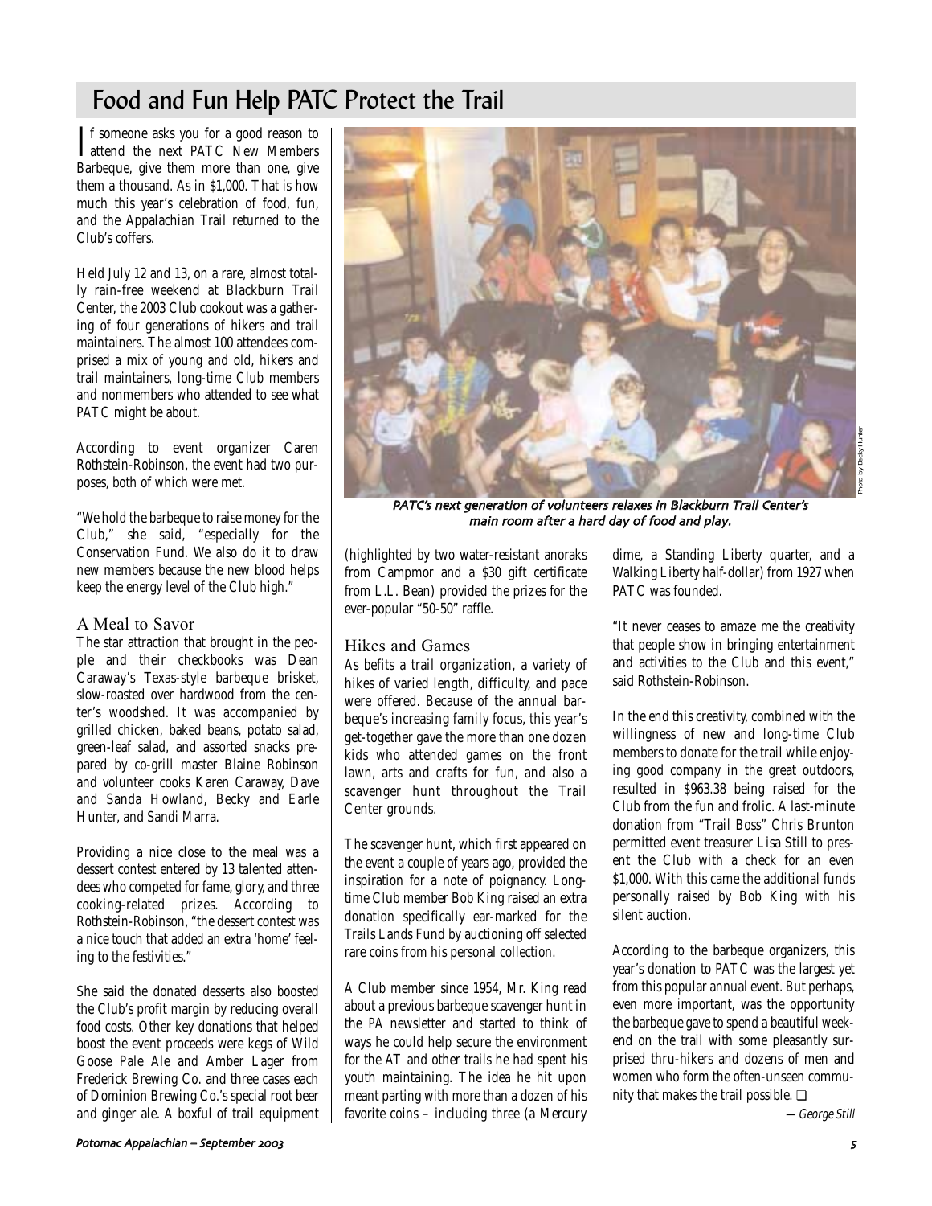# Food and Fun Help PATC Protect the Trail

If someone asks you for a good reason to attend the next PATC New Members Barbeque, give them more than one, give them a thousand. As in $1,000. That is how much this year's celebration of food, fun, and the Appalachian Trail returned to the Club's coffers.

Held July 12 and 13, on a rare, almost totally rain-free weekend at Blackburn Trail Center, the 2003 Club cookout was a gathering of four generations of hikers and trail maintainers. The almost 100 attendees comprised a mix of young and old, hikers and trail maintainers, long-time Club members and nonmembers who attended to see what PATC might be about.

According to event organizer Caren Rothstein-Robinson, the event had two purposes, both of which were met.

"We hold the barbeque to raise money for the Club," she said, "especially for the Conservation Fund. We also do it to draw new members because the new blood helps keep the energy level of the Club high."

## A Meal to Savor

The star attraction that brought in the people and their checkbooks was Dean Caraway's Texas-style barbeque brisket, slow-roasted over hardwood from the center's woodshed. It was accompanied by grilled chicken, baked beans, potato salad, green-leaf salad, and assorted snacks prepared by co-grill master Blaine Robinson and volunteer cooks Karen Caraway, Dave and Sanda Howland, Becky and Earle Hunter, and Sandi Marra.

Providing a nice close to the meal was a dessert contest entered by 13 talented attendees who competed for fame, glory, and three cooking-related prizes. According to Rothstein-Robinson, "the dessert contest was a nice touch that added an extra 'home' feeling to the festivities."

She said the donated desserts also boosted the Club's profit margin by reducing overall food costs. Other key donations that helped boost the event proceeds were kegs of Wild Goose Pale Ale and Amber Lager from Frederick Brewing Co. and three cases each of Dominion Brewing Co.'s special root beer and ginger ale. A boxful of trail equipment (highlighted by two water-resistant anoraks from Campmor and a $30 gift certificate from L.L. Bean) provided the prizes for the ever-popular "50-50" raffle.

*PATC's next generation of volunteers relaxes in Blackburn Trail Center's main room after a hard day of food and play.*

Photo by Becky Hunter

## Hikes and Games

As befits a trail organization, a variety of hikes of varied length, difficulty, and pace were offered. Because of the annual barbeque's increasing family focus, this year's get-together gave the more than one dozen kids who attended games on the front lawn, arts and crafts for fun, and also a scavenger hunt throughout the Trail Center grounds.

The scavenger hunt, which first appeared on the event a couple of years ago, provided the inspiration for a note of poignancy. Longtime Club member Bob King raised an extra donation specifically ear-marked for the Trails Lands Fund by auctioning off selected rare coins from his personal collection.

A Club member since 1954, Mr. King read about a previous barbeque scavenger hunt in the *PA* newsletter and started to think of ways he could help secure the environment for the AT and other trails he had spent his youth maintaining. The idea he hit upon meant parting with more than a dozen of his favorite coins – including three (a Mercury dime, a Standing Liberty quarter, and a Walking Liberty half-dollar) from 1927 when PATC was founded.

"It never ceases to amaze me the creativity that people show in bringing entertainment and activities to the Club and this event," said Rothstein-Robinson.

In the end this creativity, combined with the willingness of new and long-time Club members to donate for the trail while enjoying good company in the great outdoors, resulted in $963.38 being raised for the Club from the fun and frolic. A last-minute donation from "Trail Boss" Chris Brunton permitted event treasurer Lisa Still to present the Club with a check for an even $1,000. With this came the additional funds personally raised by Bob King with his silent auction.

According to the barbeque organizers, this year's donation to PATC was the largest yet from this popular annual event. But perhaps, even more important, was the opportunity the barbeque gave to spend a beautiful weekend on the trail with some pleasantly surprised thru-hikers and dozens of men and women who form the often-unseen community that makes the trail possible. ❑

*— George Still*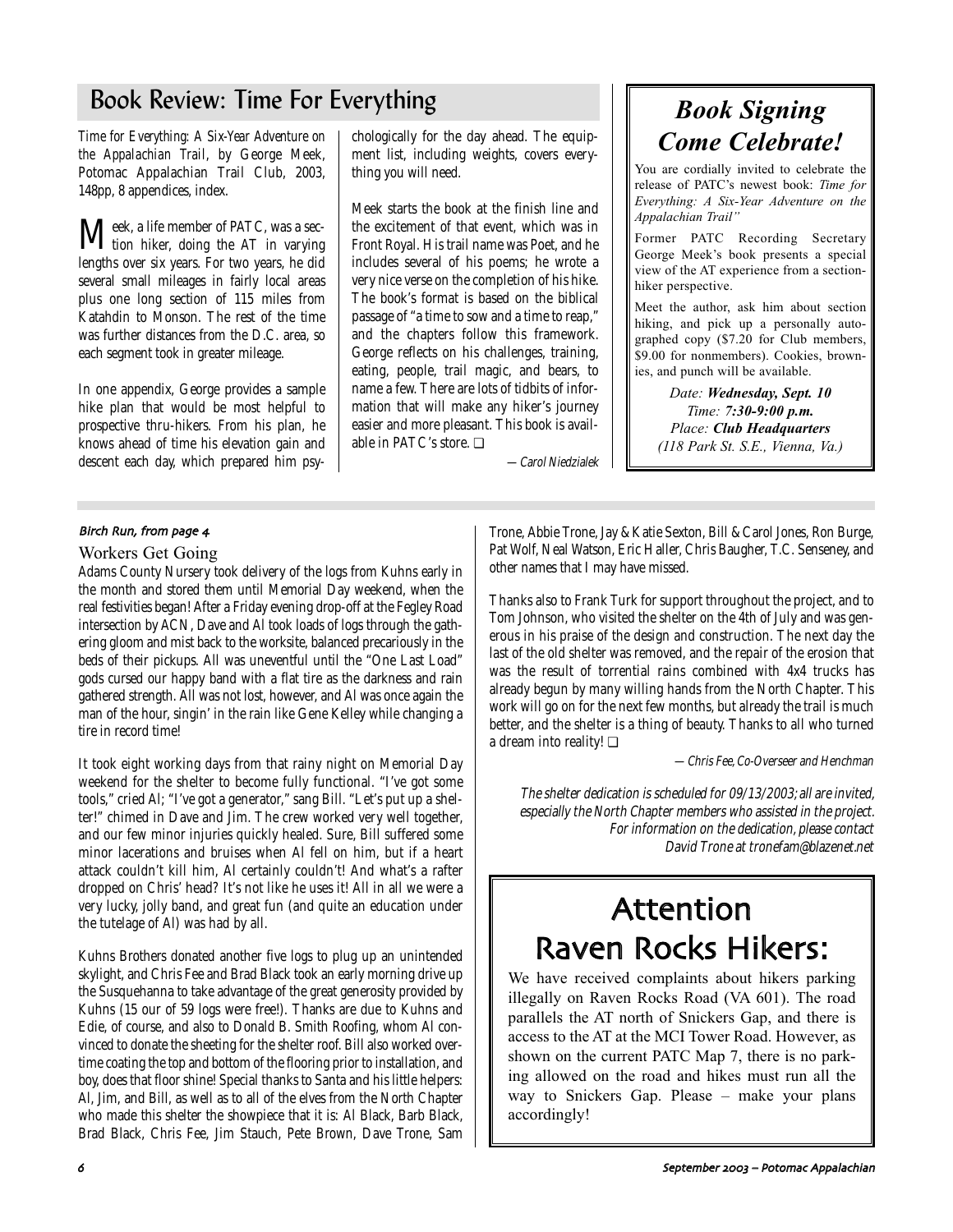## Book Review: Time For Everything

*Time for Everything: A Six-Year Adventure on the Appalachian Trail*, by George Meek, Potomac Appalachian Trail Club, 2003, 148pp, 8 appendices, index.

Meek, a life member of PATC, was a section hiker, doing the AT in varying lengths over six years. For two years, he did several small mileages in fairly local areas plus one long section of 115 miles from Katahdin to Monson. The rest of the time was further distances from the D.C. area, so each segment took in greater mileage.

In one appendix, George provides a sample hike plan that would be most helpful to prospective thru-hikers. From his plan, he knows ahead of time his elevation gain and descent each day, which prepared him psychologically for the day ahead. The equipment list, including weights, covers everything you will need.

Meek starts the book at the finish line and the excitement of that event, which was in Front Royal. His trail name was Poet, and he includes several of his poems; he wrote a very nice verse on the completion of his hike. The book's format is based on the biblical passage of "a time to sow and a time to reap," and the chapters follow this framework. George reflects on his challenges, training, eating, people, trail magic, and bears, to name a few. There are lots of tidbits of information that will make any hiker's journey easier and more pleasant. This book is available in PATC's store. ❑

*— Carol Niedzialek*

## *Book Signing Come Celebrate!*

You are cordially invited to celebrate the release of PATC's newest book: *Time for Everything: A Six-Year Adventure on the Appalachian Trail"*

Former PATC Recording Secretary George Meek's book presents a special view of the AT experience from a section-hiker perspective.

Meet the author, ask him about section hiking, and pick up a personally autographed copy ($7.20 for Club members, $9.00 for nonmembers). Cookies, brownies, and punch will be available.

*Date:* ***Wednesday, Sept. 10***
*Time:* ***7:30-9:00 p.m.***
*Place:* ***Club Headquarters***
*(118 Park St. S.E., Vienna, Va.)*

*Birch Run, from page 4*

### Workers Get Going

Adams County Nursery took delivery of the logs from Kuhns early in the month and stored them until Memorial Day weekend, when the real festivities began! After a Friday evening drop-off at the Fegley Road intersection by ACN, Dave and Al took loads of logs through the gathering gloom and mist back to the worksite, balanced precariously in the beds of their pickups. All was uneventful until the "One Last Load" gods cursed our happy band with a flat tire as the darkness and rain gathered strength. All was not lost, however, and Al was once again the man of the hour, singin' in the rain like Gene Kelley while changing a tire in record time!

It took eight working days from that rainy night on Memorial Day weekend for the shelter to become fully functional. "I've got some tools," cried Al; "I've got a generator," sang Bill. "Let's put up a shelter!" chimed in Dave and Jim. The crew worked very well together, and our few minor injuries quickly healed. Sure, Bill suffered some minor lacerations and bruises when Al fell on him, but if a heart attack couldn't kill him, Al certainly couldn't! And what's a rafter dropped on Chris' head? It's not like he uses it! All in all we were a very lucky, jolly band, and great fun (and quite an education under the tutelage of Al) was had by all.

Kuhns Brothers donated another five logs to plug up an unintended skylight, and Chris Fee and Brad Black took an early morning drive up the Susquehanna to take advantage of the great generosity provided by Kuhns (15 our of 59 logs were free!). Thanks are due to Kuhns and Edie, of course, and also to Donald B. Smith Roofing, whom Al convinced to donate the sheeting for the shelter roof. Bill also worked overtime coating the top and bottom of the flooring prior to installation, and boy, does that floor shine! Special thanks to Santa and his little helpers: Al, Jim, and Bill, as well as to all of the elves from the North Chapter who made this shelter the showpiece that it is: Al Black, Barb Black, Brad Black, Chris Fee, Jim Stauch, Pete Brown, Dave Trone, Sam Trone, Abbie Trone, Jay & Katie Sexton, Bill & Carol Jones, Ron Burge, Pat Wolf, Neal Watson, Eric Haller, Chris Baugher, T.C. Senseney, and other names that I may have missed.

Thanks also to Frank Turk for support throughout the project, and to Tom Johnson, who visited the shelter on the 4th of July and was generous in his praise of the design and construction. The next day the last of the old shelter was removed, and the repair of the erosion that was the result of torrential rains combined with 4x4 trucks has already begun by many willing hands from the North Chapter. This work will go on for the next few months, but already the trail is much better, and the shelter is a thing of beauty. Thanks to all who turned a dream into reality! ❑

*— Chris Fee, Co-Overseer and Henchman*

*The shelter dedication is scheduled for 09/13/2003; all are invited, especially the North Chapter members who assisted in the project. For information on the dedication, please contact David Trone at tronefam@blazenet.net*

## Attention Raven Rocks Hikers:

We have received complaints about hikers parking illegally on Raven Rocks Road (VA 601). The road parallels the AT north of Snickers Gap, and there is access to the AT at the MCI Tower Road. However, as shown on the current PATC Map 7, there is no parking allowed on the road and hikes must run all the way to Snickers Gap. Please – make your plans accordingly!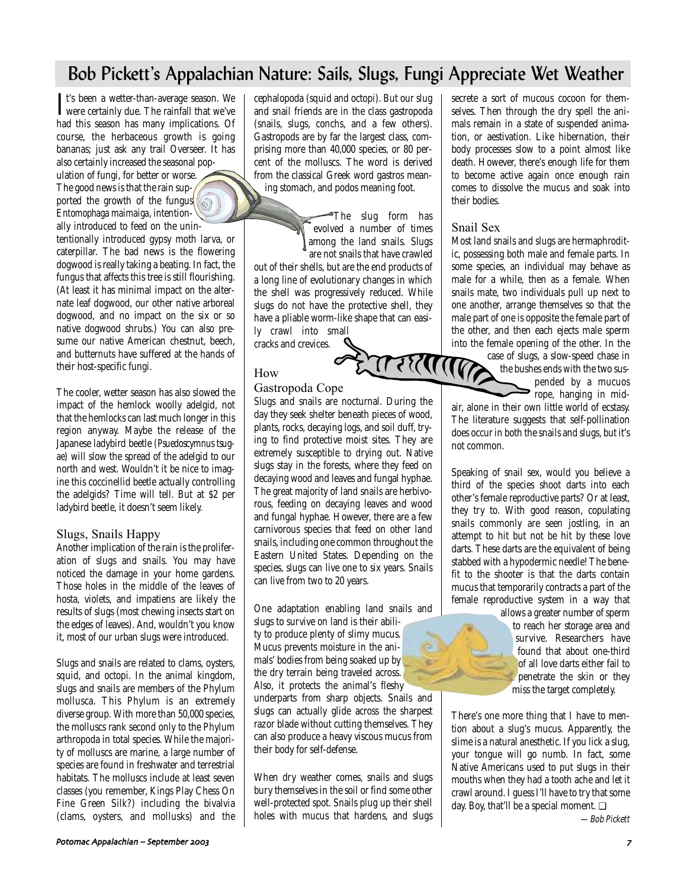# Bob Pickett's Appalachian Nature: Sails, Slugs, Fungi Appreciate Wet Weather

It's been a wetter-than-average season. We were certainly due. The rainfall that we've had this season has many implications. Of course, the herbaceous growth is going bananas; just ask any trail Overseer. It has also certainly increased the seasonal population of fungi, for better or worse. The good news is that the rain supported the growth of the fungus *Entomophaga maimaiga*, intentionally introduced to feed on the unintentionally introduced gypsy moth larva, or caterpillar. The bad news is the flowering dogwood is really taking a beating. In fact, the fungus that affects this tree is still flourishing. (At least it has minimal impact on the alternate leaf dogwood, our other native arboreal dogwood, and no impact on the six or so native dogwood shrubs.) You can also presume our native American chestnut, beech, and butternuts have suffered at the hands of their host-specific fungi.

The cooler, wetter season has also slowed the impact of the hemlock woolly adelgid, not that the hemlocks can last much longer in this region anyway. Maybe the release of the Japanese ladybird beetle (*Psuedoscymnus tsugae*) will slow the spread of the adelgid to our north and west. Wouldn't it be nice to imagine this coccinellid beetle actually controlling the adelgids? Time will tell. But at $2 per ladybird beetle, it doesn't seem likely.

## Slugs, Snails Happy

Another implication of the rain is the proliferation of slugs and snails. You may have noticed the damage in your home gardens. Those holes in the middle of the leaves of hosta, violets, and impatiens are likely the results of slugs (most chewing insects start on the edges of leaves). And, wouldn't you know it, most of our urban slugs were introduced.

Slugs and snails are related to clams, oysters, squid, and octopi. In the animal kingdom, slugs and snails are members of the Phylum mollusca. This Phylum is an extremely diverse group. With more than 50,000 species, the molluscs rank second only to the Phylum arthropoda in total species. While the majority of molluscs are marine, a large number of species are found in freshwater and terrestrial habitats. The molluscs include at least seven classes (you remember, Kings Play Chess On Fine Green Silk?) including the bivalvia (clams, oysters, and mollusks) and the cephalopoda (squid and octopi). But our slug and snail friends are in the class gastropoda (snails, slugs, conchs, and a few others). Gastropods are by far the largest class, comprising more than 40,000 species, or 80 percent of the molluscs. The word is derived from the classical Greek word gastros meaning stomach, and podos meaning foot.

The slug form has evolved a number of times among the land snails. Slugs are not snails that have crawled out of their shells, but are the end products of a long line of evolutionary changes in which the shell was progressively reduced. While slugs do not have the protective shell, they have a pliable worm-like shape that can easily crawl into small cracks and crevices.

## How Gastropoda Cope

Slugs and snails are nocturnal. During the day they seek shelter beneath pieces of wood, plants, rocks, decaying logs, and soil duff, trying to find protective moist sites. They are extremely susceptible to drying out. Native slugs stay in the forests, where they feed on decaying wood and leaves and fungal hyphae. The great majority of land snails are herbivorous, feeding on decaying leaves and wood and fungal hyphae. However, there are a few carnivorous species that feed on other land snails, including one common throughout the Eastern United States. Depending on the species, slugs can live one to six years. Snails can live from two to 20 years.

One adaptation enabling land snails and slugs to survive on land is their ability to produce plenty of slimy mucus. Mucus prevents moisture in the animals' bodies from being soaked up by the dry terrain being traveled across. Also, it protects the animal's fleshy underparts from sharp objects. Snails and slugs can actually glide across the sharpest razor blade without cutting themselves. They can also produce a heavy viscous mucus from their body for self-defense.

When dry weather comes, snails and slugs bury themselves in the soil or find some other well-protected spot. Snails plug up their shell holes with mucus that hardens, and slugs secrete a sort of mucous cocoon for themselves. Then through the dry spell the animals remain in a state of suspended animation, or aestivation. Like hibernation, their body processes slow to a point almost like death. However, there's enough life for them to become active again once enough rain comes to dissolve the mucus and soak into their bodies.

## Snail Sex

Most land snails and slugs are hermaphroditic, possessing both male and female parts. In some species, an individual may behave as male for a while, then as a female. When snails mate, two individuals pull up next to one another, arrange themselves so that the male part of one is opposite the female part of the other, and then each ejects male sperm into the female opening of the other. In the case of slugs, a slow-speed chase in the bushes ends with the two suspended by a mucuos rope, hanging in mid-air, alone in their own little world of ecstasy. The literature suggests that self-pollination does occur in both the snails and slugs, but it's not common.

Speaking of snail sex, would you believe a third of the species shoot darts into each other's female reproductive parts? Or at least, they try to. With good reason, copulating snails commonly are seen jostling, in an attempt to hit but not be hit by these love darts. These darts are the equivalent of being stabbed with a hypodermic needle! The benefit to the shooter is that the darts contain mucus that temporarily contracts a part of the female reproductive system in a way that allows a greater number of sperm to reach her storage area and survive. Researchers have found that about one-third of all love darts either fail to penetrate the skin or they miss the target completely.

There's one more thing that I have to mention about a slug's mucus. Apparently, the slime is a natural anesthetic. If you lick a slug, your tongue will go numb. In fact, some Native Americans used to put slugs in their mouths when they had a tooth ache and let it crawl around. I guess I'll have to try that some day. Boy, that'll be a special moment. ❑

*— Bob Pickett*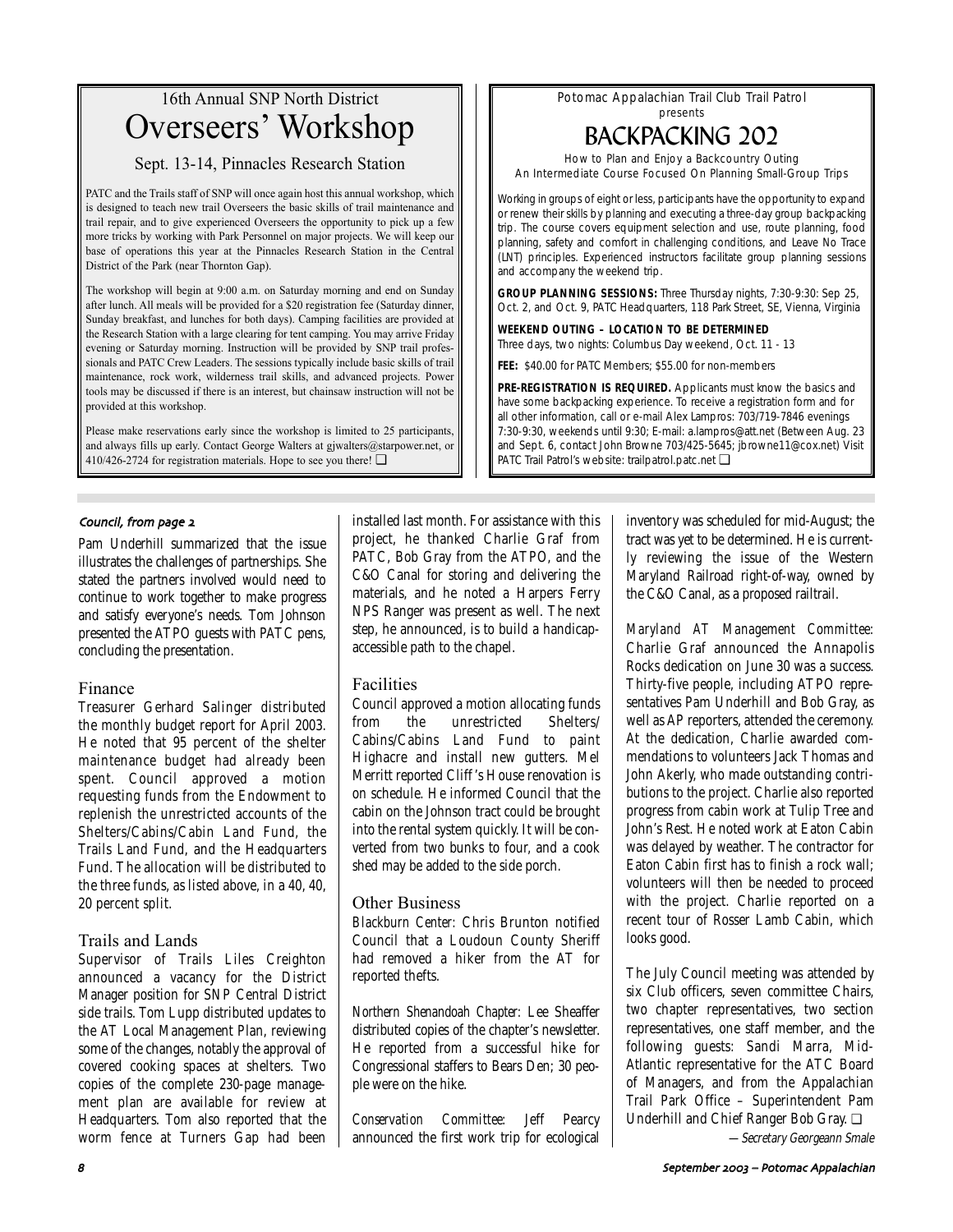16th Annual SNP North District

# Overseers' Workshop

## Sept. 13-14, Pinnacles Research Station

PATC and the Trails staff of SNP will once again host this annual workshop, which is designed to teach new trail Overseers the basic skills of trail maintenance and trail repair, and to give experienced Overseers the opportunity to pick up a few more tricks by working with Park Personnel on major projects. We will keep our base of operations this year at the Pinnacles Research Station in the Central District of the Park (near Thornton Gap).

The workshop will begin at 9:00 a.m. on Saturday morning and end on Sunday after lunch. All meals will be provided for a $20 registration fee (Saturday dinner, Sunday breakfast, and lunches for both days). Camping facilities are provided at the Research Station with a large clearing for tent camping. You may arrive Friday evening or Saturday morning. Instruction will be provided by SNP trail professionals and PATC Crew Leaders. The sessions typically include basic skills of trail maintenance, rock work, wilderness trail skills, and advanced projects. Power tools may be discussed if there is an interest, but chainsaw instruction will not be provided at this workshop.

Please make reservations early since the workshop is limited to 25 participants, and always fills up early. Contact George Walters at gjwalters@starpower.net, or 410/426-2724 for registration materials. Hope to see you there! ❑

Potomac Appalachian Trail Club Trail Patrol presents

# BACKPACKING 202

How to Plan and Enjoy a Backcountry Outing
An Intermediate Course Focused On Planning Small-Group Trips

Working in groups of eight or less, participants have the opportunity to expand or renew their skills by planning and executing a three-day group backpacking trip. The course covers equipment selection and use, route planning, food planning, safety and comfort in challenging conditions, and Leave No Trace (LNT) principles. Experienced instructors facilitate group planning sessions and accompany the weekend trip.

**GROUP PLANNING SESSIONS:** Three Thursday nights, 7:30-9:30: Sep 25, Oct. 2, and Oct. 9, PATC Headquarters, 118 Park Street, SE, Vienna, Virginia

**WEEKEND OUTING – LOCATION TO BE DETERMINED**
Three days, two nights: Columbus Day weekend, Oct. 11 - 13

**FEE:** $40.00 for PATC Members; $55.00 for non-members

**PRE-REGISTRATION IS REQUIRED.** Applicants must know the basics and have some backpacking experience. To receive a registration form and for all other information, call or e-mail Alex Lampros: 703/719-7846 evenings 7:30-9:30, weekends until 9:30; E-mail: a.lampros@att.net (Between Aug. 23 and Sept. 6, contact John Browne 703/425-5645; jbrowne11@cox.net) Visit PATC Trail Patrol's website: trailpatrol.patc.net ❑

*Council, from page 2*

Pam Underhill summarized that the issue illustrates the challenges of partnerships. She stated the partners involved would need to continue to work together to make progress and satisfy everyone's needs. Tom Johnson presented the ATPO guests with PATC pens, concluding the presentation.

## Finance

Treasurer Gerhard Salinger distributed the monthly budget report for April 2003. He noted that 95 percent of the shelter maintenance budget had already been spent. Council approved a motion requesting funds from the Endowment to replenish the unrestricted accounts of the Shelters/Cabins/Cabin Land Fund, the Trails Land Fund, and the Headquarters Fund. The allocation will be distributed to the three funds, as listed above, in a 40, 40, 20 percent split.

## Trails and Lands

Supervisor of Trails Liles Creighton announced a vacancy for the District Manager position for SNP Central District side trails. Tom Lupp distributed updates to the AT Local Management Plan, reviewing some of the changes, notably the approval of covered cooking spaces at shelters. Two copies of the complete 230-page management plan are available for review at Headquarters. Tom also reported that the worm fence at Turners Gap had been installed last month. For assistance with this project, he thanked Charlie Graf from PATC, Bob Gray from the ATPO, and the C&O Canal for storing and delivering the materials, and he noted a Harpers Ferry NPS Ranger was present as well. The next step, he announced, is to build a handicap-accessible path to the chapel.

## Facilities

Council approved a motion allocating funds from the unrestricted Shelters/Cabins/Cabins Land Fund to paint Highacre and install new gutters. Mel Merritt reported Cliff's House renovation is on schedule. He informed Council that the cabin on the Johnson tract could be brought into the rental system quickly. It will be converted from two bunks to four, and a cook shed may be added to the side porch.

## Other Business

*Blackburn Center:* Chris Brunton notified Council that a Loudoun County Sheriff had removed a hiker from the AT for reported thefts.

*Northern Shenandoah Chapter:* Lee Sheaffer distributed copies of the chapter's newsletter. He reported from a successful hike for Congressional staffers to Bears Den; 30 people were on the hike.

*Conservation Committee:* Jeff Pearcy announced the first work trip for ecological inventory was scheduled for mid-August; the tract was yet to be determined. He is currently reviewing the issue of the Western Maryland Railroad right-of-way, owned by the C&O Canal, as a proposed railtrail.

*Maryland AT Management Committee:* Charlie Graf announced the Annapolis Rocks dedication on June 30 was a success. Thirty-five people, including ATPO representatives Pam Underhill and Bob Gray, as well as AP reporters, attended the ceremony. At the dedication, Charlie awarded commendations to volunteers Jack Thomas and John Akerly, who made outstanding contributions to the project. Charlie also reported progress from cabin work at Tulip Tree and John's Rest. He noted work at Eaton Cabin was delayed by weather. The contractor for Eaton Cabin first has to finish a rock wall; volunteers will then be needed to proceed with the project. Charlie reported on a recent tour of Rosser Lamb Cabin, which looks good.

The July Council meeting was attended by six Club officers, seven committee Chairs, two chapter representatives, two section representatives, one staff member, and the following guests: Sandi Marra, Mid-Atlantic representative for the ATC Board of Managers, and from the Appalachian Trail Park Office – Superintendent Pam Underhill and Chief Ranger Bob Gray. ❑

*— Secretary Georgeann Smale*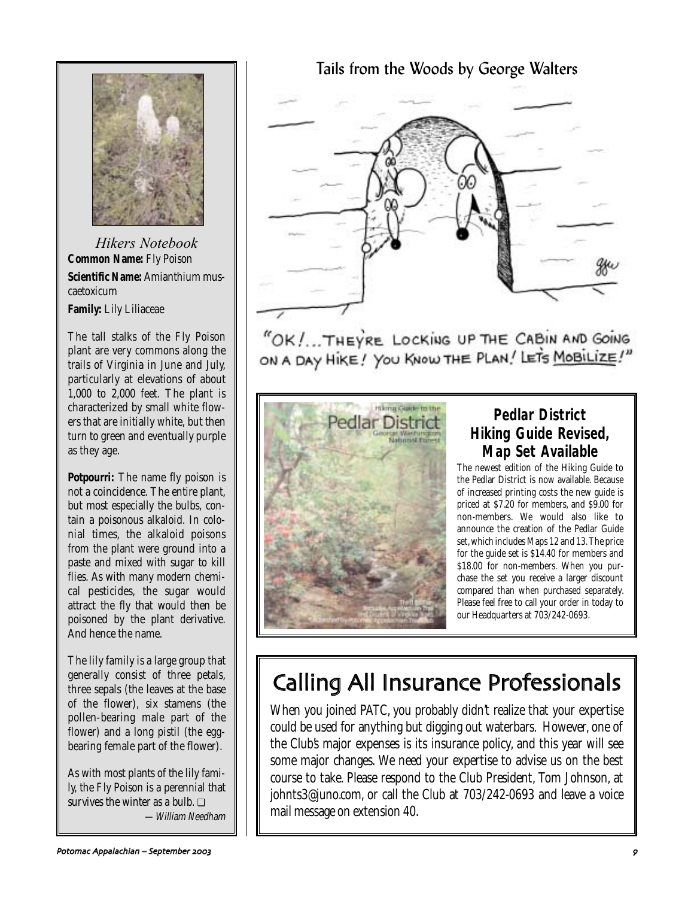## Hikers Notebook

**Common Name:** Fly Poison

**Scientific Name:** Amianthium muscaetoxicum

**Family:** Lily Liliaceae

The tall stalks of the Fly Poison plant are very commons along the trails of Virginia in June and July, particularly at elevations of about 1,000 to 2,000 feet. The plant is characterized by small white flowers that are initially white, but then turn to green and eventually purple as they age.

**Potpourri:** The name fly poison is not a coincidence. The entire plant, but most especially the bulbs, contain a poisonous alkaloid. In colonial times, the alkaloid poisons from the plant were ground into a paste and mixed with sugar to kill flies. As with many modern chemical pesticides, the sugar would attract the fly that would then be poisoned by the plant derivative. And hence the name.

The lily family is a large group that generally consist of three petals, three sepals (the leaves at the base of the flower), six stamens (the pollen-bearing male part of the flower) and a long pistil (the egg-bearing female part of the flower).

As with most plants of the lily family, the Fly Poison is a perennial that survives the winter as a bulb. ❑

*— William Needham*

## Tails from the Woods by George Walters

"OK!... THEY'RE LOCKING UP THE CABIN AND GOING ON A DAY HIKE! YOU KNOW THE PLAN! LET'S MOBILIZE!"

## Pedlar District Hiking Guide Revised, Map Set Available

The newest edition of the Hiking Guide to the Pedlar District is now available. Because of increased printing costs the new guide is priced at $7.20 for members, and $9.00 for non-members. We would also like to announce the creation of the Pedlar Guide set, which includes Maps 12 and 13. The price for the guide set is $14.40 for members and $18.00 for non-members. When you purchase the set you receive a larger discount compared than when purchased separately. Please feel free to call your order in today to our Headquarters at 703/242-0693.

# Calling All Insurance Professionals

When you joined PATC, you probably didn't realize that your expertise could be used for anything but digging out waterbars. However, one of the Club's major expenses is its insurance policy, and this year will see some major changes. We need your expertise to advise us on the best course to take. Please respond to the Club President, Tom Johnson, at johnts3@juno.com, or call the Club at 703/242-0693 and leave a voice mail message on extension 40.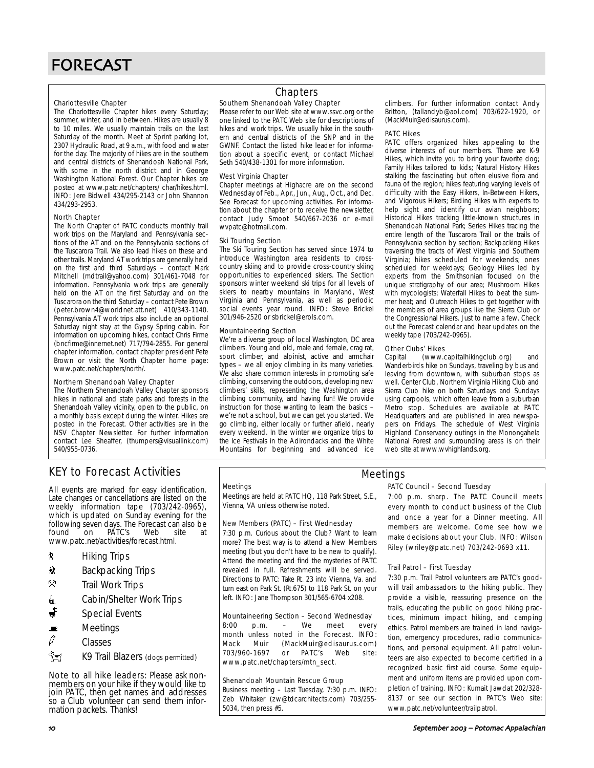# FORECAST

## Chapters

### Charlottesville Chapter

The Charlottesville Chapter hikes every Saturday; summer, winter, and in between. Hikes are usually 8 to 10 miles. We usually maintain trails on the last Saturday of the month. Meet at Sprint parking lot, 2307 Hydraulic Road, at 9 a.m., with food and water for the day. The majority of hikes are in the southern and central districts of Shenandoah National Park, with some in the north district and in George Washington National Forest. Our Chapter hikes are posted at www.patc.net/chapters/ char/hikes.html. INFO: Jere Bidwell 434/295-2143 or John Shannon 434/293-2953.

### North Chapter

The North Chapter of PATC conducts monthly trail work trips on the Maryland and Pennsylvania sections of the AT and on the Pennsylvania sections of the Tuscarora Trail. We also lead hikes on these and other trails. Maryland AT work trips are generally held on the first and third Saturdays – contact Mark Mitchell (mdtrail@yahoo.com) 301/461-7048 for information. Pennsylvania work trips are generally held on the AT on the first Saturday and on the Tuscarora on the third Saturday – contact Pete Brown (peter.brown4@worldnet.att.net) 410/343-1140. Pennsylvania AT work trips also include an optional Saturday night stay at the Gypsy Spring cabin. For information on upcoming hikes, contact Chris Firme (bncfirme@innernet.net) 717/794-2855. For general chapter information, contact chapter president Pete Brown or visit the North Chapter home page: www.patc.net/chapters/north/.

### Northern Shenandoah Valley Chapter

The Northern Shenandoah Valley Chapter sponsors hikes in national and state parks and forests in the Shenandoah Valley vicinity, open to the public, on a monthly basis except during the winter. Hikes are posted in the Forecast. Other activities are in the NSV Chapter Newsletter. For further information contact Lee Sheaffer, (thumpers@visuallink.com) 540/955-0736.

### Southern Shenandoah Valley Chapter

Please refer to our Web site at www.ssvc.org or the one linked to the PATC Web site for descriptions of hikes and work trips. We usually hike in the southern and central districts of the SNP and in the GWNF. Contact the listed hike leader for information about a specific event, or contact Michael Seth 540/438-1301 for more information.

### West Virginia Chapter

Chapter meetings at Highacre are on the second Wednesday of Feb., Apr., Jun., Aug., Oct., and Dec. See Forecast for upcoming activities. For information about the chapter or to receive the newsletter, contact Judy Smoot 540/667-2036 or e-mail wvpatc@hotmail.com.

### Ski Touring Section

The Ski Touring Section has served since 1974 to introduce Washington area residents to cross-country skiing and to provide cross-country skiing opportunities to experienced skiers. The Section sponsors winter weekend ski trips for all levels of skiers to nearby mountains in Maryland, West Virginia and Pennsylvania, as well as periodic social events year round. INFO: Steve Brickel 301/946-2520 or sbrickel@erols.com.

### Mountaineering Section

We're a diverse group of local Washington, DC area climbers. Young and old, male and female, crag rat, sport climber, and alpinist, active and armchair types – we all enjoy climbing in its many varieties. We also share common interests in promoting safe climbing, conserving the outdoors, developing new climbers' skills, representing the Washington area climbing community, and having fun! We provide instruction for those wanting to learn the basics – we're not a school, but we can get you started. We go climbing, either locally or further afield, nearly every weekend. In the winter we organize trips to the Ice Festivals in the Adirondacks and the White Mountains for beginning and advanced ice climbers. For further information contact Andy Britton, (tallandyb@aol.com) 703/622-1920, or (MackMuir@edisaurus.com).

### PATC Hikes

PATC offers organized hikes appealing to the diverse interests of our members. There are K-9 Hikes, which invite you to bring your favorite dog; Family Hikes tailored to kids; Natural History Hikes stalking the fascinating but often elusive flora and fauna of the region; hikes featuring varying levels of difficulty with the Easy Hikers, In-Between Hikers, and Vigorous Hikers; Birding Hikes with experts to help sight and identify our avian neighbors; Historical Hikes tracking little-known structures in Shenandoah National Park; Series Hikes tracing the entire length of the Tuscarora Trail or the trails of Pennsylvania section by section; Backpacking Hikes traversing the tracts of West Virginia and Southern Virginia; hikes scheduled for weekends; ones scheduled for weekdays; Geology Hikes led by experts from the Smithsonian focused on the unique stratigraphy of our area; Mushroom Hikes with mycologists; Waterfall Hikes to beat the summer heat; and Outreach Hikes to get together with the members of area groups like the Sierra Club or the Congressional Hikers. Just to name a few. Check out the Forecast calendar and hear updates on the weekly tape (703/242-0965).

### Other Clubs' Hikes

Capital (www.capitalhikingclub.org) and Wanderbirds hike on Sundays, traveling by bus and leaving from downtown, with suburban stops as well. Center Club, Northern Virginia Hiking Club and Sierra Club hike on both Saturdays and Sundays using carpools, which often leave from a suburban Metro stop. Schedules are available at PATC Headquarters and are published in area newspapers on Fridays. The schedule of West Virginia Highland Conservancy outings in the Monongahela National Forest and surrounding areas is on their web site at www.wvhighlands.org.

## KEY to Forecast Activities

All events are marked for easy identification. Late changes or cancellations are listed on the weekly information tape (703/242-0965), which is updated on Sunday evening for the following seven days. The Forecast can also be found on PATC's Web site at www.patc.net/activities/forecast.html.

- Hiking Trips
- Backpacking Trips
- Trail Work Trips
- Cabin/Shelter Work Trips
- Special Events
- Meetings
- Classes
- K9 Trail Blazers (dogs permitted)

Note to all hike leaders: Please ask non-members on your hike if they would like to join PATC, then get names and addresses so a Club volunteer can send them information packets. Thanks!

## Meetings

### Meetings

Meetings are held at PATC HQ, 118 Park Street, S.E., Vienna, VA unless otherwise noted.

### New Members (PATC) – First Wednesday

7:30 p.m. Curious about the Club? Want to learn more? The best way is to attend a New Members meeting (but you don't have to be new to qualify). Attend the meeting and find the mysteries of PATC revealed in full. Refreshments will be served. Directions to PATC: Take Rt. 23 into Vienna, Va. and turn east on Park St. (Rt.675) to 118 Park St. on your left. INFO: Jane Thompson 301/565-6704 x208.

### Mountaineering Section – Second Wednesday

8:00 p.m. – We meet every month unless noted in the Forecast. INFO: Mack Muir (MackMuir@edisaurus.com) 703/960-1697 or PATC's Web site: www.patc.net/chapters/mtn_sect.

### Shenandoah Mountain Rescue Group

Business meeting – Last Tuesday, 7:30 p.m. INFO: Zeb Whitaker (zw@tdcarchitects.com) 703/255-5034, then press #5.

### PATC Council – Second Tuesday

7:00 p.m. sharp. The PATC Council meets every month to conduct business of the Club and once a year for a Dinner meeting. All members are welcome. Come see how we make decisions about your Club. INFO: Wilson Riley (wriley@patc.net) 703/242-0693 x11.

### Trail Patrol – First Tuesday

7:30 p.m. Trail Patrol volunteers are PATC's goodwill trail ambassadors to the hiking public. They provide a visible, reassuring presence on the trails, educating the public on good hiking practices, minimum impact hiking, and camping ethics. Patrol members are trained in land navigation, emergency procedures, radio communications, and personal equipment. All patrol volunteers are also expected to become certified in a recognized basic first aid course. Some equipment and uniform items are provided upon completion of training. INFO: Kumait Jawdat 202/328-8137 or see our section in PATC's Web site: www.patc.net/volunteer/trailpatrol.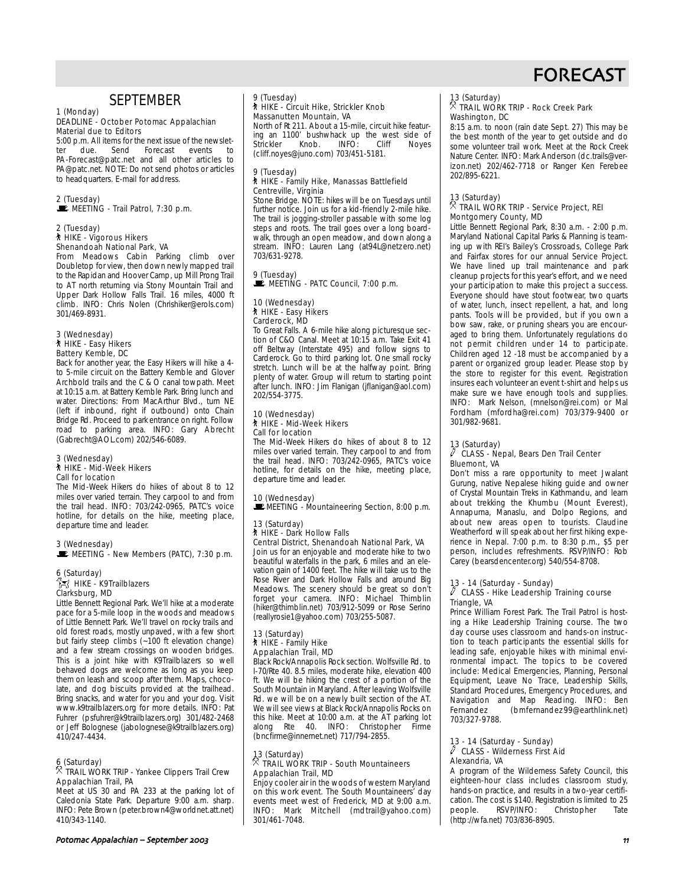# FORECAST

## SEPTEMBER

1 (Monday)
DEADLINE - October Potomac Appalachian Material due to Editors
5:00 p.m. All items for the next issue of the newsletter due. Send Forecast events to PA-Forecast@patc.net and all other articles to PA@patc.net. NOTE: Do not send photos or articles to headquarters. E-mail for address.

2 (Tuesday)
MEETING - Trail Patrol, 7:30 p.m.

2 (Tuesday)
HIKE - Vigorous Hikers
Shenandoah National Park, VA
From Meadows Cabin Parking climb over Doubletop for view, then down newly mapped trail to the Rapidan and Hoover Camp, up Mill Prong Trail to AT north returning via Stony Mountain Trail and Upper Dark Hollow Falls Trail. 16 miles, 4000 ft climb. INFO: Chris Nolen (Chrishiker@erols.com) 301/469-8931.

3 (Wednesday)
HIKE - Easy Hikers
Battery Kemble, DC
Back for another year, the Easy Hikers will hike a 4- to 5-mile circuit on the Battery Kemble and Glover Archbold trails and the C & O canal towpath. Meet at 10:15 a.m. at Battery Kemble Park. Bring lunch and water. Directions: From MacArthur Blvd., turn NE (left if inbound, right if outbound) onto Chain Bridge Rd. Proceed to park entrance on right. Follow road to parking area. INFO: Gary Abrecht (Gabrecht@AOL.com) 202/546-6089.

3 (Wednesday)
HIKE - Mid-Week Hikers
Call for location
The Mid-Week Hikers do hikes of about 8 to 12 miles over varied terrain. They carpool to and from the trail head. INFO: 703/242-0965, PATC's voice hotline, for details on the hike, meeting place, departure time and leader.

3 (Wednesday)
MEETING - New Members (PATC), 7:30 p.m.

6 (Saturday)
HIKE - K9Trailblazers
Clarksburg, MD
Little Bennett Regional Park. We'll hike at a moderate pace for a 5-mile loop in the woods and meadows of Little Bennett Park. We'll travel on rocky trails and old forest roads, mostly unpaved, with a few short but fairly steep climbs (~100 ft elevation change) and a few stream crossings on wooden bridges. This is a joint hike with K9Trailblazers so well behaved dogs are welcome as long as you keep them on leash and scoop after them. Maps, chocolate, and dog biscuits provided at the trailhead. Bring snacks, and water for you and your dog. Visit www.k9trailblazers.org for more details. INFO: Pat Fuhrer (psfuhrer@k9trailblazers.org) 301/482-2468 or Jeff Bolognese (jabolognese@k9trailblazers.org) 410/247-4434.

6 (Saturday)
TRAIL WORK TRIP - Yankee Clippers Trail Crew
Appalachian Trail, PA
Meet at US 30 and PA 233 at the parking lot of Caledonia State Park. Departure 9:00 a.m. sharp. INFO: Pete Brown (peter.brown4@worldnet.att.net) 410/343-1140.

9 (Tuesday)
HIKE - Circuit Hike, Strickler Knob
Massanutten Mountain, VA
North of Rt 211. About a 15-mile, circuit hike featuring an 1100' bushwhack up the west side of Strickler Knob. INFO: Cliff Noyes (cliff.noyes@juno.com) 703/451-5181.

9 (Tuesday)
HIKE - Family Hike, Manassas Battlefield
Centreville, Virginia
Stone Bridge. NOTE: hikes will be on Tuesdays until further notice. Join us for a kid-friendly 2-mile hike. The trail is jogging-stroller passable with some log steps and roots. The trail goes over a long boardwalk, through an open meadow, and down along a stream. INFO: Lauren Lang (at94L@netzero.net) 703/631-9278.

9 (Tuesday)
MEETING - PATC Council, 7:00 p.m.

10 (Wednesday)
HIKE - Easy Hikers
Carderock, MD
To Great Falls. A 6-mile hike along picturesque section of C&O Canal. Meet at 10:15 a.m. Take Exit 41 off Beltway (Interstate 495) and follow signs to Carderock. Go to third parking lot. One small rocky stretch. Lunch will be at the halfway point. Bring plenty of water. Group will return to starting point after lunch. INFO: Jim Flanigan (jflanigan@aol.com) 202/554-3775.

10 (Wednesday)
HIKE - Mid-Week Hikers
Call for location
The Mid-Week Hikers do hikes of about 8 to 12 miles over varied terrain. They carpool to and from the trail head. INFO: 703/242-0965, PATC's voice hotline, for details on the hike, meeting place, departure time and leader.

10 (Wednesday)
MEETING - Mountaineering Section, 8:00 p.m.

13 (Saturday)
HIKE - Dark Hollow Falls
Central District, Shenandoah National Park, VA
Join us for an enjoyable and moderate hike to two beautiful waterfalls in the park, 6 miles and an elevation gain of 1400 feet. The hike will take us to the Rose River and Dark Hollow Falls and around Big Meadows. The scenery should be great so don't forget your camera. INFO: Michael Thimblin (hiker@thimblin.net) 703/912-5099 or Rose Serino (reallyrosie1@yahoo.com) 703/255-5087.

13 (Saturday)
HIKE - Family Hike
Appalachian Trail, MD
Black Rock/Annapolis Rock section. Wolfsville Rd. to I-70/Rte 40. 8.5 miles, moderate hike, elevation 400 ft. We will be hiking the crest of a portion of the South Mountain in Maryland. After leaving Wolfsville Rd. we will be on a newly built section of the AT. We will see views at Black Rock/Annapolis Rocks on this hike. Meet at 10:00 a.m. at the AT parking lot along Rte 40. INFO: Christopher Firme (bncfirme@innernet.net) 717/794-2855.

13 (Saturday)
TRAIL WORK TRIP - South Mountaineers
Appalachian Trail, MD
Enjoy cooler air in the woods of western Maryland on this work event. The South Mountaineers' day events meet west of Frederick, MD at 9:00 a.m. INFO: Mark Mitchell (mdtrail@yahoo.com) 301/461-7048.

13 (Saturday)
TRAIL WORK TRIP - Rock Creek Park
Washington, DC
8:15 a.m. to noon (rain date Sept. 27) This may be the best month of the year to get outside and do some volunteer trail work. Meet at the Rock Creek Nature Center. INFO: Mark Anderson (dc.trails@verizon.net) 202/462-7718 or Ranger Ken Ferebee 202/895-6221.

13 (Saturday)
TRAIL WORK TRIP - Service Project, REI
Montgomery County, MD
Little Bennett Regional Park, 8:30 a.m. - 2:00 p.m. Maryland National Capital Parks & Planning is teaming up with REI's Bailey's Crossroads, College Park and Fairfax stores for our annual Service Project. We have lined up trail maintenance and park cleanup projects for this year's effort, and we need your participation to make this project a success. Everyone should have stout footwear, two quarts of water, lunch, insect repellent, a hat, and long pants. Tools will be provided, but if you own a bow saw, rake, or pruning shears you are encouraged to bring them. Unfortunately regulations do not permit children under 14 to participate. Children aged 12 -18 must be accompanied by a parent or organized group leader. Please stop by the store to register for this event. Registration insures each volunteer an event t-shirt and helps us make sure we have enough tools and supplies. INFO: Mark Nelson, (mnelson@rei.com) or Mal Fordham (mfordha@rei.com) 703/379-9400 or 301/982-9681.

13 (Saturday)
CLASS - Nepal, Bears Den Trail Center
Bluemont, VA
Don't miss a rare opportunity to meet Jwalant Gurung, native Nepalese hiking guide and owner of Crystal Mountain Treks in Kathmandu, and learn about trekking the Khumbu (Mount Everest), Annapurna, Manaslu, and Dolpo Regions, and about new areas open to tourists. Claudine Weatherford will speak about her first hiking experience in Nepal. 7:00 p.m. to 8:30 p.m., $5 per person, includes refreshments. RSVP/INFO: Rob Carey (bearsdencenter.org) 540/554-8708.

13 - 14 (Saturday - Sunday)
CLASS - Hike Leadership Training course
Triangle, VA
Prince William Forest Park. The Trail Patrol is hosting a Hike Leadership Training course. The two day course uses classroom and hands-on instruction to teach participants the essential skills for leading safe, enjoyable hikes with minimal environmental impact. The topics to be covered include: Medical Emergencies, Planning, Personal Equipment, Leave No Trace, Leadership Skills, Standard Procedures, Emergency Procedures, and Navigation and Map Reading. INFO: Ben Fernandez (bmfernandez99@earthlink.net) 703/327-9788.

13 - 14 (Saturday - Sunday)
CLASS - Wilderness First Aid
Alexandria, VA
A program of the Wilderness Safety Council, this eighteen-hour class includes classroom study, hands-on practice, and results in a two-year certification. The cost is $140. Registration is limited to 25 people. RSVP/INFO: Christopher Tate (http://wfa.net) 703/836-8905.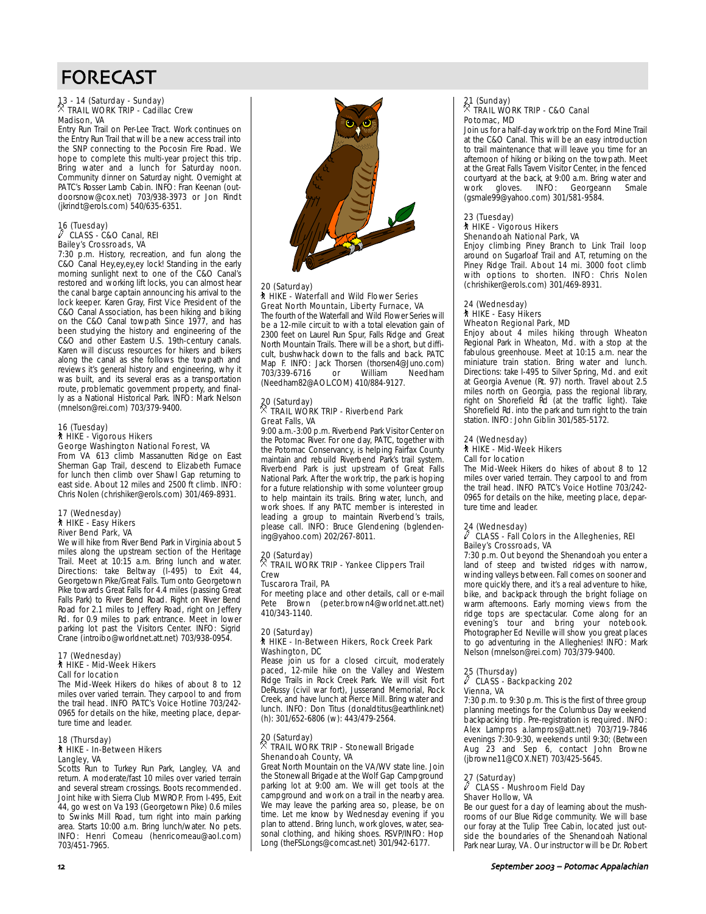# FORECAST

13 - 14 (Saturday - Sunday)
TRAIL WORK TRIP - Cadillac Crew
Madison, VA

Entry Run Trail on Per-Lee Tract. Work continues on the Entry Run Trail that will be a new access trail into the SNP connecting to the Pocosin Fire Road. We hope to complete this multi-year project this trip. Bring water and a lunch for Saturday noon. Community dinner on Saturday night. Overnight at PATC's Rosser Lamb Cabin. INFO: Fran Keenan (outdoorsnow@cox.net) 703/938-3973 or Jon Rindt (jkrindt@erols.com) 540/635-6351.

16 (Tuesday)
CLASS - C&O Canal, REI
Bailey's Crossroads, VA

7:30 p.m. History, recreation, and fun along the C&O Canal Hey,ey,ey,ey lock! Standing in the early morning sunlight next to one of the C&O Canal's restored and working lift locks, you can almost hear the canal barge captain announcing his arrival to the lock keeper. Karen Gray, First Vice President of the C&O Canal Association, has been hiking and biking on the C&O Canal towpath Since 1977, and has been studying the history and engineering of the C&O and other Eastern U.S. 19th-century canals. Karen will discuss resources for hikers and bikers along the canal as she follows the towpath and reviews it's general history and engineering, why it was built, and its several eras as a transportation route, problematic government property, and finally as a National Historical Park. INFO: Mark Nelson (mnelson@rei.com) 703/379-9400.

16 (Tuesday)
HIKE - Vigorous Hikers
George Washington National Forest, VA

From VA 613 climb Massanutten Ridge on East Sherman Gap Trail, descend to Elizabeth Furnace for lunch then climb over Shawl Gap returning to east side. About 12 miles and 2500 ft climb. INFO: Chris Nolen (chrishiker@erols.com) 301/469-8931.

17 (Wednesday)
HIKE - Easy Hikers
River Bend Park, VA

We will hike from River Bend Park in Virginia about 5 miles along the upstream section of the Heritage Trail. Meet at 10:15 a.m. Bring lunch and water. Directions: take Beltway (I-495) to Exit 44, Georgetown Pike/Great Falls. Turn onto Georgetown Pike towards Great Falls for 4.4 miles (passing Great Falls Park) to River Bend Road. Right on River Bend Road for 2.1 miles to Jeffery Road, right on Jeffery Rd. for 0.9 miles to park entrance. Meet in lower parking lot past the Visitors Center. INFO: Sigrid Crane (introibo@worldnet.att.net) 703/938-0954.

17 (Wednesday)
HIKE - Mid-Week Hikers
Call for location

The Mid-Week Hikers do hikes of about 8 to 12 miles over varied terrain. They carpool to and from the trail head. INFO PATC's Voice Hotline 703/242-0965 for details on the hike, meeting place, departure time and leader.

18 (Thursday)
HIKE - In-Between Hikers
Langley, VA

Scotts Run to Turkey Run Park, Langley, VA and return. A moderate/fast 10 miles over varied terrain and several stream crossings. Boots recommended. Joint hike with Sierra Club MWROP. From I-495, Exit 44, go west on Va 193 (Georgetown Pike) 0.6 miles to Swinks Mill Road, turn right into main parking area. Starts 10:00 a.m. Bring lunch/water. No pets. INFO: Henri Comeau (henricomeau@aol.com) 703/451-7965.

20 (Saturday)
HIKE - Waterfall and Wild Flower Series
Great North Mountain, Liberty Furnace, VA

The fourth of the Waterfall and Wild Flower Series will be a 12-mile circuit to with a total elevation gain of 2300 feet on Laurel Run Spur, Falls Ridge and Great North Mountain Trails. There will be a short, but difficult, bushwhack down to the falls and back. PATC Map F. INFO: Jack Thorsen (thorsen4@Juno.com) 703/339-6716 or William Needham (Needham82@AOL.COM) 410/884-9127.

20 (Saturday)
TRAIL WORK TRIP - Riverbend Park
Great Falls, VA

9:00 a.m.-3:00 p.m. Riverbend Park Visitor Center on the Potomac River. For one day, PATC, together with the Potomac Conservancy, is helping Fairfax County maintain and rebuild Riverbend Park's trail system. Riverbend Park is just upstream of Great Falls National Park. After the work trip, the park is hoping for a future relationship with some volunteer group to help maintain its trails. Bring water, lunch, and work shoes. If any PATC member is interested in leading a group to maintain Riverbend's trails, please call. INFO: Bruce Glendening (bglendening@yahoo.com) 202/267-8011.

20 (Saturday)
TRAIL WORK TRIP - Yankee Clippers Trail Crew
Tuscarora Trail, PA

For meeting place and other details, call or e-mail Pete Brown (peter.brown4@worldnet.att.net) 410/343-1140.

20 (Saturday)
HIKE - In-Between Hikers, Rock Creek Park
Washington, DC

Please join us for a closed circuit, moderately paced, 12-mile hike on the Valley and Western Ridge Trails in Rock Creek Park. We will visit Fort DeRussy (civil war fort), Jusserand Memorial, Rock Creek, and have lunch at Pierce Mill. Bring water and lunch. INFO: Don Titus (donaldtitus@earthlink.net) (h): 301/652-6806 (w): 443/479-2564.

20 (Saturday)
TRAIL WORK TRIP - Stonewall Brigade
Shenandoah County, VA

Great North Mountain on the VA/WV state line. Join the Stonewall Brigade at the Wolf Gap Campground parking lot at 9:00 am. We will get tools at the campground and work on a trail in the nearby area. We may leave the parking area so, please, be on time. Let me know by Wednesday evening if you plan to attend. Bring lunch, work gloves, water, seasonal clothing, and hiking shoes. RSVP/INFO: Hop Long (theFSLongs@comcast.net) 301/942-6177.

21 (Sunday)
TRAIL WORK TRIP - C&O Canal
Potomac, MD

Join us for a half-day work trip on the Ford Mine Trail at the C&O Canal. This will be an easy introduction to trail maintenance that will leave you time for an afternoon of hiking or biking on the towpath. Meet at the Great Falls Tavern Visitor Center, in the fenced courtyard at the back, at 9:00 a.m. Bring water and work gloves. INFO: Georgeann Smale (gsmale99@yahoo.com) 301/581-9584.

23 (Tuesday)
HIKE - Vigorous Hikers
Shenandoah National Park, VA

Enjoy climbing Piney Branch to Link Trail loop around on Sugarloaf Trail and AT, returning on the Piney Ridge Trail. About 14 mi. 3000 foot climb with options to shorten. INFO: Chris Nolen (chrishiker@erols.com) 301/469-8931.

24 (Wednesday)
HIKE - Easy Hikers
Wheaton Regional Park, MD

Enjoy about 4 miles hiking through Wheaton Regional Park in Wheaton, Md. with a stop at the fabulous greenhouse. Meet at 10:15 a.m. near the miniature train station. Bring water and lunch. Directions: take I-495 to Silver Spring, Md. and exit at Georgia Avenue (Rt. 97) north. Travel about 2.5 miles north on Georgia, pass the regional library, right on Shorefield Rd (at the traffic light). Take Shorefield Rd. into the park and turn right to the train station. INFO: John Giblin 301/585-5172.

24 (Wednesday)
HIKE - Mid-Week Hikers
Call for location

The Mid-Week Hikers do hikes of about 8 to 12 miles over varied terrain. They carpool to and from the trail head. INFO PATC's Voice Hotline 703/242-0965 for details on the hike, meeting place, departure time and leader.

24 (Wednesday)
CLASS - Fall Colors in the Alleghenies, REI
Bailey's Crossroads, VA

7:30 p.m. Out beyond the Shenandoah you enter a land of steep and twisted ridges with narrow, winding valleys between. Fall comes on sooner and more quickly there, and it's a real adventure to hike, bike, and backpack through the bright foliage on warm afternoons. Early morning views from the ridge tops are spectacular. Come along for an evening's tour and bring your notebook. Photographer Ed Neville will show you great places to go adventuring in the Alleghenies! INFO: Mark Nelson (mnelson@rei.com) 703/379-9400.

25 (Thursday)
CLASS - Backpacking 202
Vienna, VA

7:30 p.m. to 9:30 p.m. This is the first of three group planning meetings for the Columbus Day weekend backpacking trip. Pre-registration is required. INFO: Alex Lampros a.lampros@att.net) 703/719-7846 evenings 7:30-9:30, weekends until 9:30; (Between Aug 23 and Sep 6, contact John Browne (jbrowne11@COX.NET) 703/425-5645.

27 (Saturday)
CLASS - Mushroom Field Day
Shaver Hollow, VA

Be our guest for a day of learning about the mushrooms of our Blue Ridge community. We will base our foray at the Tulip Tree Cabin, located just outside the boundaries of the Shenandoah National Park near Luray, VA. Our instructor will be Dr. Robert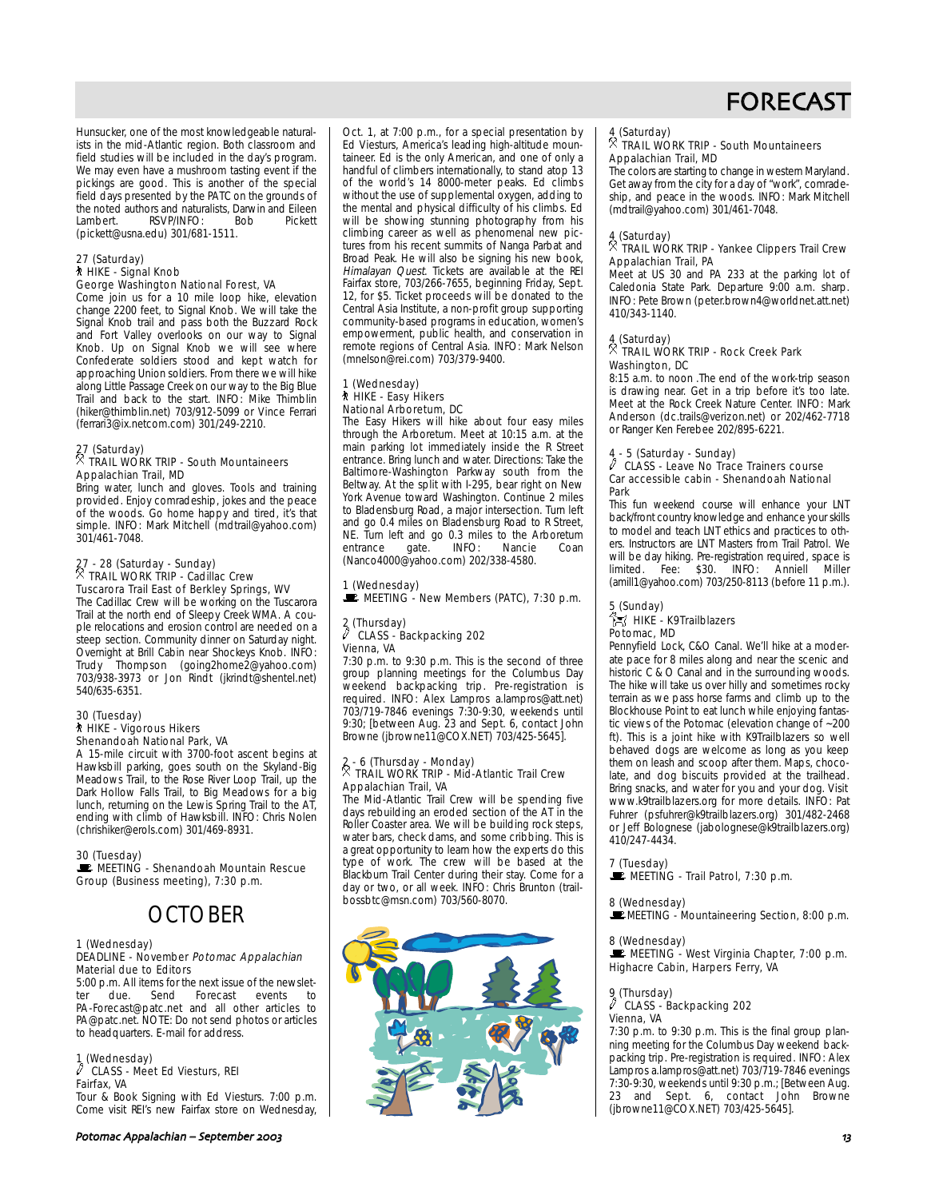# FORECAST

Hunsucker, one of the most knowledgeable naturalists in the mid-Atlantic region. Both classroom and field studies will be included in the day's program. We may even have a mushroom tasting event if the pickings are good. This is another of the special field days presented by the PATC on the grounds of the noted authors and naturalists, Darwin and Eileen Lambert. RSVP/INFO: Bob Pickett (pickett@usna.edu) 301/681-1511.

27 (Saturday)
HIKE - Signal Knob
George Washington National Forest, VA
Come join us for a 10 mile loop hike, elevation change 2200 feet, to Signal Knob. We will take the Signal Knob trail and pass both the Buzzard Rock and Fort Valley overlooks on our way to Signal Knob. Up on Signal Knob we will see where Confederate soldiers stood and kept watch for approaching Union soldiers. From there we will hike along Little Passage Creek on our way to the Big Blue Trail and back to the start. INFO: Mike Thimblin (hiker@thimblin.net) 703/912-5099 or Vince Ferrari (ferrari3@ix.netcom.com) 301/249-2210.

27 (Saturday)
TRAIL WORK TRIP - South Mountaineers
Appalachian Trail, MD
Bring water, lunch and gloves. Tools and training provided. Enjoy comradeship, jokes and the peace of the woods. Go home happy and tired, it's that simple. INFO: Mark Mitchell (mdtrail@yahoo.com) 301/461-7048.

27 - 28 (Saturday - Sunday)
TRAIL WORK TRIP - Cadillac Crew
Tuscarora Trail East of Berkley Springs, WV
The Cadillac Crew will be working on the Tuscarora Trail at the north end of Sleepy Creek WMA. A couple relocations and erosion control are needed on a steep section. Community dinner on Saturday night. Overnight at Brill Cabin near Shockeys Knob. INFO: Trudy Thompson (going2home2@yahoo.com) 703/938-3973 or Jon Rindt (jkrindt@shentel.net) 540/635-6351.

30 (Tuesday)
HIKE - Vigorous Hikers
Shenandoah National Park, VA
A 15-mile circuit with 3700-foot ascent begins at Hawksbill parking, goes south on the Skyland-Big Meadows Trail, to the Rose River Loop Trail, up the Dark Hollow Falls Trail, to Big Meadows for a big lunch, returning on the Lewis Spring Trail to the AT, ending with climb of Hawksbill. INFO: Chris Nolen (chrishiker@erols.com) 301/469-8931.

30 (Tuesday)
MEETING - Shenandoah Mountain Rescue Group (Business meeting), 7:30 p.m.

## OCTOBER

1 (Wednesday)
DEADLINE - November *Potomac Appalachian* Material due to Editors
5:00 p.m. All items for the next issue of the newsletter due. Send Forecast events to PA-Forecast@patc.net and all other articles to PA@patc.net. NOTE: Do not send photos or articles to headquarters. E-mail for address.

1 (Wednesday)
CLASS - Meet Ed Viesturs, REI
Fairfax, VA
Tour & Book Signing with Ed Viesturs. 7:00 p.m. Come visit REI's new Fairfax store on Wednesday, Oct. 1, at 7:00 p.m., for a special presentation by Ed Viesturs, America's leading high-altitude mountaineer. Ed is the only American, and one of only a handful of climbers internationally, to stand atop 13 of the world's 14 8000-meter peaks. Ed climbs without the use of supplemental oxygen, adding to the mental and physical difficulty of his climbs. Ed will be showing stunning photography from his climbing career as well as phenomenal new pictures from his recent summits of Nanga Parbat and Broad Peak. He will also be signing his new book, *Himalayan Quest*. Tickets are available at the REI Fairfax store, 703/266-7655, beginning Friday, Sept. 12, for $5. Ticket proceeds will be donated to the Central Asia Institute, a non-profit group supporting community-based programs in education, women's empowerment, public health, and conservation in remote regions of Central Asia. INFO: Mark Nelson (mnelson@rei.com) 703/379-9400.

1 (Wednesday)
HIKE - Easy Hikers
National Arboretum, DC
The Easy Hikers will hike about four easy miles through the Arboretum. Meet at 10:15 a.m. at the main parking lot immediately inside the R Street entrance. Bring lunch and water. Directions: Take the Baltimore-Washington Parkway south from the Beltway. At the split with I-295, bear right on New York Avenue toward Washington. Continue 2 miles to Bladensburg Road, a major intersection. Turn left and go 0.4 miles on Bladensburg Road to R Street, NE. Turn left and go 0.3 miles to the Arboretum entrance gate. INFO: Nancie Coan (Nanco4000@yahoo.com) 202/338-4580.

1 (Wednesday)
MEETING - New Members (PATC), 7:30 p.m.

2 (Thursday)
CLASS - Backpacking 202
Vienna, VA
7:30 p.m. to 9:30 p.m. This is the second of three group planning meetings for the Columbus Day weekend backpacking trip. Pre-registration is required. INFO: Alex Lampros a.lampros@att.net) 703/719-7846 evenings 7:30-9:30, weekends until 9:30; [between Aug. 23 and Sept. 6, contact John Browne (jbrowne11@COX.NET) 703/425-5645].

2 - 6 (Thursday - Monday)
TRAIL WORK TRIP - Mid-Atlantic Trail Crew
Appalachian Trail, VA
The Mid-Atlantic Trail Crew will be spending five days rebuilding an eroded section of the AT in the Roller Coaster area. We will be building rock steps, water bars, check dams, and some cribbing. This is a great opportunity to learn how the experts do this type of work. The crew will be based at the Blackburn Trail Center during their stay. Come for a day or two, or all week. INFO: Chris Brunton (trailbossbtc@msn.com) 703/560-8070.

4 (Saturday)
TRAIL WORK TRIP - South Mountaineers
Appalachian Trail, MD
The colors are starting to change in western Maryland. Get away from the city for a day of "work", comradeship, and peace in the woods. INFO: Mark Mitchell (mdtrail@yahoo.com) 301/461-7048.

4 (Saturday)
TRAIL WORK TRIP - Yankee Clippers Trail Crew
Appalachian Trail, PA
Meet at US 30 and PA 233 at the parking lot of Caledonia State Park. Departure 9:00 a.m. sharp. INFO: Pete Brown (peter.brown4@worldnet.att.net) 410/343-1140.

4 (Saturday)
TRAIL WORK TRIP - Rock Creek Park
Washington, DC
8:15 a.m. to noon .The end of the work-trip season is drawing near. Get in a trip before it's too late. Meet at the Rock Creek Nature Center. INFO: Mark Anderson (dc.trails@verizon.net) or 202/462-7718 or Ranger Ken Ferebee 202/895-6221.

4 - 5 (Saturday - Sunday)
CLASS - Leave No Trace Trainers course
Car accessible cabin - Shenandoah National Park
This fun weekend course will enhance your LNT back/front country knowledge and enhance your skills to model and teach LNT ethics and practices to others. Instructors are LNT Masters from Trail Patrol. We will be day hiking. Pre-registration required, space is limited. Fee: $30. INFO: Anniell Miller (amill1@yahoo.com) 703/250-8113 (before 11 p.m.).

5 (Sunday)
HIKE - K9Trailblazers
Potomac, MD
Pennyfield Lock, C&O Canal. We'll hike at a moderate pace for 8 miles along and near the scenic and historic C & O Canal and in the surrounding woods. The hike will take us over hilly and sometimes rocky terrain as we pass horse farms and climb up to the Blockhouse Point to eat lunch while enjoying fantastic views of the Potomac (elevation change of ~200 ft). This is a joint hike with K9Trailblazers so well behaved dogs are welcome as long as you keep them on leash and scoop after them. Maps, chocolate, and dog biscuits provided at the trailhead. Bring snacks, and water for you and your dog. Visit www.k9trailblazers.org for more details. INFO: Pat Fuhrer (psfuhrer@k9trailblazers.org) 301/482-2468 or Jeff Bolognese (jabolognese@k9trailblazers.org) 410/247-4434.

7 (Tuesday)
MEETING - Trail Patrol, 7:30 p.m.

8 (Wednesday)
MEETING - Mountaineering Section, 8:00 p.m.

8 (Wednesday)
MEETING - West Virginia Chapter, 7:00 p.m.
Highacre Cabin, Harpers Ferry, VA

9 (Thursday)
CLASS - Backpacking 202
Vienna, VA
7:30 p.m. to 9:30 p.m. This is the final group planning meeting for the Columbus Day weekend backpacking trip. Pre-registration is required. INFO: Alex Lampros a.lampros@att.net) 703/719-7846 evenings 7:30-9:30, weekends until 9:30 p.m.; [Between Aug. 23 and Sept. 6, contact John Browne (jbrowne11@COX.NET) 703/425-5645].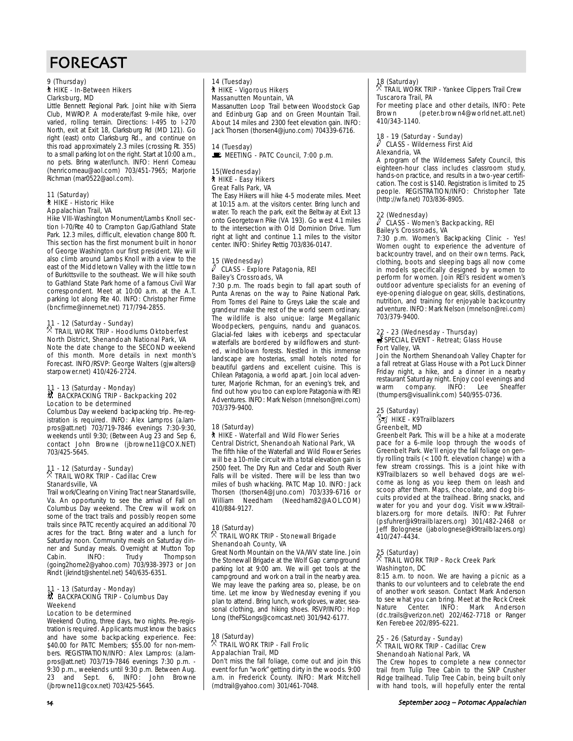# FORECAST

9 (Thursday)
HIKE - In-Between Hikers
Clarksburg, MD

Little Bennett Regional Park. Joint hike with Sierra Club, MWROP. A moderate/fast 9-mile hike, over varied, rolling terrain. Directions: I-495 to I-270 North, exit at Exit 18, Clarksburg Rd (MD 121). Go right (east) onto Clarksburg Rd., and continue on this road approximately 2.3 miles (crossing Rt. 355) to a small parking lot on the right. Start at 10:00 a.m., no pets. Bring water/lunch. INFO: Henri Comeau (henricomeau@aol.com) 703/451-7965; Marjorie Richman (mar0522@aol.com).

11 (Saturday)
HIKE - Historic Hike
Appalachian Trail, VA

Hike VIII-Washington Monument/Lambs Knoll section I-70/Rte 40 to Crampton Gap/Gathland State Park. 12.3 miles, difficult, elevation change 800 ft. This section has the first monument built in honor of George Washington our first president. We will also climb around Lambs Knoll with a view to the east of the Middletown Valley with the little town of Burkittsville to the southeast. We will hike south to Gathland State Park home of a famous Civil War correspondent. Meet at 10:00 a.m. at the A.T. parking lot along Rte 40. INFO: Christopher Firme (bncfirme@innernet.net) 717/794-2855.

11 - 12 (Saturday - Sunday)
TRAIL WORK TRIP - Hoodlums Oktoberfest
North District, Shenandoah National Park, VA

Note the date change to the SECOND weekend of this month. More details in next month's Forecast. INFO/RSVP: George Walters (gjwalters@starpower.net) 410/426-2724.

11 - 13 (Saturday - Monday)
BACKPACKING TRIP - Backpacking 202
Location to be determined

Columbus Day weekend backpacking trip. Pre-registration is required. INFO: Alex Lampros (a.lampros@att.net) 703/719-7846 evenings 7:30-9:30, weekends until 9:30; (Between Aug 23 and Sep 6, contact John Browne (jbrowne11@COX.NET) 703/425-5645.

11 - 12 (Saturday - Sunday)
TRAIL WORK TRIP - Cadillac Crew
Stanardsville, VA

Trail work/Clearing on Vining Tract near Stanardsville, Va. An opportunity to see the arrival of Fall on Columbus Day weekend. The Crew will work on some of the tract trails and possibly reopen some trails since PATC recently acquired an additional 70 acres for the tract. Bring water and a lunch for Saturday noon. Community meals on Saturday dinner and Sunday meals. Overnight at Mutton Top Cabin. INFO: Trudy Thompson (going2home2@yahoo.com) 703/938-3973 or Jon Rindt (jkrindt@shentel.net) 540/635-6351.

11 - 13 (Saturday - Monday)
BACKPACKING TRIP - Columbus Day Weekend
Location to be determined

Weekend Outing, three days, two nights. Pre-registration is required. Applicants must know the basics and have some backpacking experience. Fee: $40.00 for PATC Members; $55.00 for non-members. REGISTRATION/INFO: Alex Lampros: (a.lampros@att.net) 703/719-7846 evenings 7:30 p.m. - 9:30 p.m., weekends until 9:30 p.m. Between Aug. 23 and Sept. 6, INFO: John Browne (jbrowne11@cox.net) 703/425-5645.

14 (Tuesday)
HIKE - Vigorous Hikers
Massanutten Mountain, VA

Massanutten Loop Trail between Woodstock Gap and Edinburg Gap and on Green Mountain Trail. About 14 miles and 2300 feet elevation gain. INFO: Jack Thorsen (thorsen4@juno.com) 704339-6716.

14 (Tuesday)
MEETING - PATC Council, 7:00 p.m.

15(Wednesday)
HIKE - Easy Hikers
Great Falls Park, VA

The Easy Hikers will hike 4-5 moderate miles. Meet at 10:15 a.m. at the visitors center. Bring lunch and water. To reach the park, exit the Beltway at Exit 13 onto Georgetown Pike (VA 193). Go west 4.1 miles to the intersection with Old Dominion Drive. Turn right at light and continue 1.1 miles to the visitor center. INFO: Shirley Rettig 703/836-0147.

15 (Wednesday)
CLASS - Explore Patagonia, REI
Bailey's Crossroads, VA

7:30 p.m. The roads begin to fall apart south of Punta Arenas on the way to Paine National Park. From Torres del Paine to Greys Lake the scale and grandeur make the rest of the world seem ordinary. The wildlife is also unique: large Megallanic Woodpeckers, penguins, nandu and guanacos. Glacial-fed lakes with icebergs and spectacular waterfalls are bordered by wildflowers and stunted, windblown forests. Nestled in this immense landscape are hosterias, small hotels noted for beautiful gardens and excellent cuisine. This is Chilean Patagonia, a world apart. Join local adventurer, Marjorie Richman, for an evening's trek, and find out how you too can explore Patagonia with REI Adventures. INFO: Mark Nelson (mnelson@rei.com) 703/379-9400.

18 (Saturday)
HIKE - Waterfall and Wild Flower Series
Central District, Shenandoah National Park, VA

The fifth hike of the Waterfall and Wild Flower Series will be a 10-mile circuit with a total elevation gain is 2500 feet. The Dry Run and Cedar and South River Falls will be visited. There will be less than two miles of bush whacking. PATC Map 10. INFO: Jack Thorsen (thorsen4@Juno.com) 703/339-6716 or William Needham (Needham82@AOL.COM) 410/884-9127.

18 (Saturday)
TRAIL WORK TRIP - Stonewall Brigade
Shenandoah County, VA

Great North Mountain on the VA/WV state line. Join the Stonewall Brigade at the Wolf Gap campground parking lot at 9:00 am. We will get tools at the campground and work on a trail in the nearby area. We may leave the parking area so, please, be on time. Let me know by Wednesday evening if you plan to attend. Bring lunch, work gloves, water, seasonal clothing, and hiking shoes. RSVP/INFO: Hop Long (theFSLongs@comcast.net) 301/942-6177.

18 (Saturday)
TRAIL WORK TRIP - Fall Frolic
Appalachian Trail, MD

Don't miss the fall foliage, come out and join this event for fun "work" getting dirty in the woods. 9:00 a.m. in Frederick County. INFO: Mark Mitchell (mdtrail@yahoo.com) 301/461-7048.

18 (Saturday)
TRAIL WORK TRIP - Yankee Clippers Trail Crew
Tuscarora Trail, PA

For meeting place and other details, INFO: Pete Brown (peter.brown4@worldnet.att.net) 410/343-1140.

18 - 19 (Saturday - Sunday)
CLASS - Wilderness First Aid
Alexandria, VA

A program of the Wilderness Safety Council, this eighteen-hour class includes classroom study, hands-on practice, and results in a two-year certification. The cost is $140. Registration is limited to 25 people. REGISTRATION/INFO: Christopher Tate (http://wfa.net) 703/836-8905.

22 (Wednesday)
CLASS - Women's Backpacking, REI
Bailey's Crossroads, VA

7:30 p.m. Women's Backpacking Clinic - Yes! Women ought to experience the adventure of backcountry travel, and on their own terms. Pack, clothing, boots and sleeping bags all now come in models specifically designed by women to perform for women. Join REI's resident women's outdoor adventure specialists for an evening of eye-opening dialogue on gear, skills, destinations, nutrition, and training for enjoyable backcountry adventure. INFO: Mark Nelson (mnelson@rei.com) 703/379-9400.

22 - 23 (Wednesday - Thursday)
SPECIAL EVENT - Retreat; Glass House
Fort Valley, VA

Join the Northern Shenandoah Valley Chapter for a fall retreat at Glass House with a Pot Luck Dinner Friday night, a hike, and a dinner in a nearby restaurant Saturday night. Enjoy cool evenings and warm company. INFO: Lee Sheaffer (thumpers@visuallink.com) 540/955-0736.

25 (Saturday)
HIKE - K9Trailblazers
Greenbelt, MD

Greenbelt Park. This will be a hike at a moderate pace for a 6-mile loop through the woods of Greenbelt Park. We'll enjoy the fall foliage on gently rolling trails (< 100 ft. elevation change) with a few stream crossings. This is a joint hike with K9Trailblazers so well behaved dogs are welcome as long as you keep them on leash and scoop after them. Maps, chocolate, and dog biscuits provided at the trailhead. Bring snacks, and water for you and your dog. Visit www.k9trailblazers.org for more details. INFO: Pat Fuhrer (psfuhrer@k9trailblazers.org) 301/482-2468 or Jeff Bolognese (jabolognese@k9trailblazers.org) 410/247-4434.

25 (Saturday)
TRAIL WORK TRIP - Rock Creek Park
Washington, DC

8:15 a.m. to noon. We are having a picnic as a thanks to our volunteers and to celebrate the end of another work season. Contact Mark Anderson to see what you can bring. Meet at the Rock Creek Nature Center. INFO: Mark Anderson (dc.trails@verizon.net) 202/462-7718 or Ranger Ken Ferebee 202/895-6221.

25 - 26 (Saturday - Sunday)
TRAIL WORK TRIP - Cadillac Crew
Shenandoah National Park, VA

The Crew hopes to complete a new connector trail from Tulip Tree Cabin to the SNP Crusher Ridge trailhead. Tulip Tree Cabin, being built only with hand tools, will hopefully enter the rental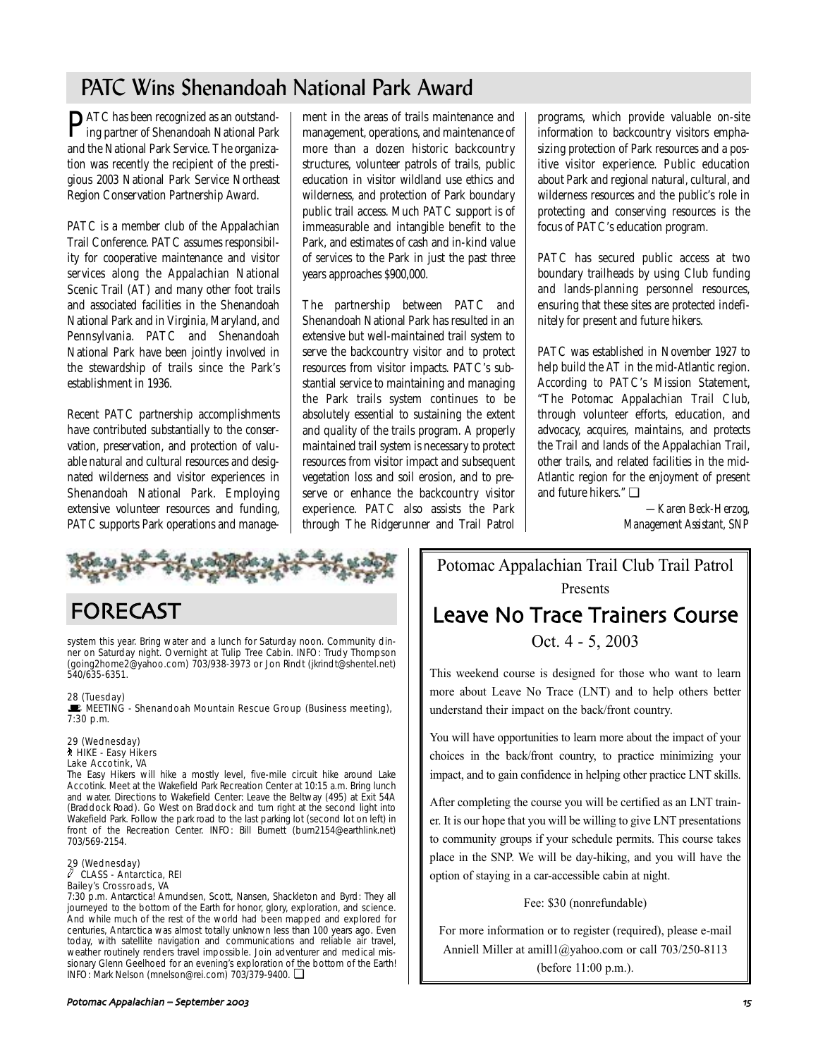## PATC Wins Shenandoah National Park Award

PATC has been recognized as an outstanding partner of Shenandoah National Park and the National Park Service. The organization was recently the recipient of the prestigious 2003 National Park Service Northeast Region Conservation Partnership Award.

PATC is a member club of the Appalachian Trail Conference. PATC assumes responsibility for cooperative maintenance and visitor services along the Appalachian National Scenic Trail (AT) and many other foot trails and associated facilities in the Shenandoah National Park and in Virginia, Maryland, and Pennsylvania. PATC and Shenandoah National Park have been jointly involved in the stewardship of trails since the Park's establishment in 1936.

Recent PATC partnership accomplishments have contributed substantially to the conservation, preservation, and protection of valuable natural and cultural resources and designated wilderness and visitor experiences in Shenandoah National Park. Employing extensive volunteer resources and funding, PATC supports Park operations and management in the areas of trails maintenance and management, operations, and maintenance of more than a dozen historic backcountry structures, volunteer patrols of trails, public education in visitor wildland use ethics and wilderness, and protection of Park boundary public trail access. Much PATC support is of immeasurable and intangible benefit to the Park, and estimates of cash and in-kind value of services to the Park in just the past three years approaches $900,000.

The partnership between PATC and Shenandoah National Park has resulted in an extensive but well-maintained trail system to serve the backcountry visitor and to protect resources from visitor impacts. PATC's substantial service to maintaining and managing the Park trails system continues to be absolutely essential to sustaining the extent and quality of the trails program. A properly maintained trail system is necessary to protect resources from visitor impact and subsequent vegetation loss and soil erosion, and to preserve or enhance the backcountry visitor experience. PATC also assists the Park through The Ridgerunner and Trail Patrol programs, which provide valuable on-site information to backcountry visitors emphasizing protection of Park resources and a positive visitor experience. Public education about Park and regional natural, cultural, and wilderness resources and the public's role in protecting and conserving resources is the focus of PATC's education program.

PATC has secured public access at two boundary trailheads by using Club funding and lands-planning personnel resources, ensuring that these sites are protected indefinitely for present and future hikers.

PATC was established in November 1927 to help build the AT in the mid-Atlantic region. According to PATC's Mission Statement, "The Potomac Appalachian Trail Club, through volunteer efforts, education, and advocacy, acquires, maintains, and protects the Trail and lands of the Appalachian Trail, other trails, and related facilities in the mid-Atlantic region for the enjoyment of present and future hikers." ❑

*—Karen Beck-Herzog, Management Assistant, SNP*

## FORECAST

system this year. Bring water and a lunch for Saturday noon. Community dinner on Saturday night. Overnight at Tulip Tree Cabin. INFO: Trudy Thompson (going2home2@yahoo.com) 703/938-3973 or Jon Rindt (jkrindt@shentel.net) 540/635-6351.

28 (Tuesday)
MEETING - Shenandoah Mountain Rescue Group (Business meeting), 7:30 p.m.

29 (Wednesday)
HIKE - Easy Hikers
Lake Accotink, VA
The Easy Hikers will hike a mostly level, five-mile circuit hike around Lake Accotink. Meet at the Wakefield Park Recreation Center at 10:15 a.m. Bring lunch and water. Directions to Wakefield Center: Leave the Beltway (495) at Exit 54A (Braddock Road). Go West on Braddock and turn right at the second light into Wakefield Park. Follow the park road to the last parking lot (second lot on left) in front of the Recreation Center. INFO: Bill Burnett (burn2154@earthlink.net) 703/569-2154.

29 (Wednesday)
CLASS - Antarctica, REI
Bailey's Crossroads, VA
7:30 p.m. Antarctica! Amundsen, Scott, Nansen, Shackleton and Byrd: They all journeyed to the bottom of the Earth for honor, glory, exploration, and science. And while much of the rest of the world had been mapped and explored for centuries, Antarctica was almost totally unknown less than 100 years ago. Even today, with satellite navigation and communications and reliable air travel, weather routinely renders travel impossible. Join adventurer and medical missionary Glenn Geelhoed for an evening's exploration of the bottom of the Earth! INFO: Mark Nelson (mnelson@rei.com) 703/379-9400. ❑

---

Potomac Appalachian Trail Club Trail Patrol
Presents

## Leave No Trace Trainers Course

Oct. 4 - 5, 2003

This weekend course is designed for those who want to learn more about Leave No Trace (LNT) and to help others better understand their impact on the back/front country.

You will have opportunities to learn more about the impact of your choices in the back/front country, to practice minimizing your impact, and to gain confidence in helping other practice LNT skills.

After completing the course you will be certified as an LNT trainer. It is our hope that you will be willing to give LNT presentations to community groups if your schedule permits. This course takes place in the SNP. We will be day-hiking, and you will have the option of staying in a car-accessible cabin at night.

Fee: $30 (nonrefundable)

For more information or to register (required), please e-mail Anniell Miller at amill1@yahoo.com or call 703/250-8113 (before 11:00 p.m.).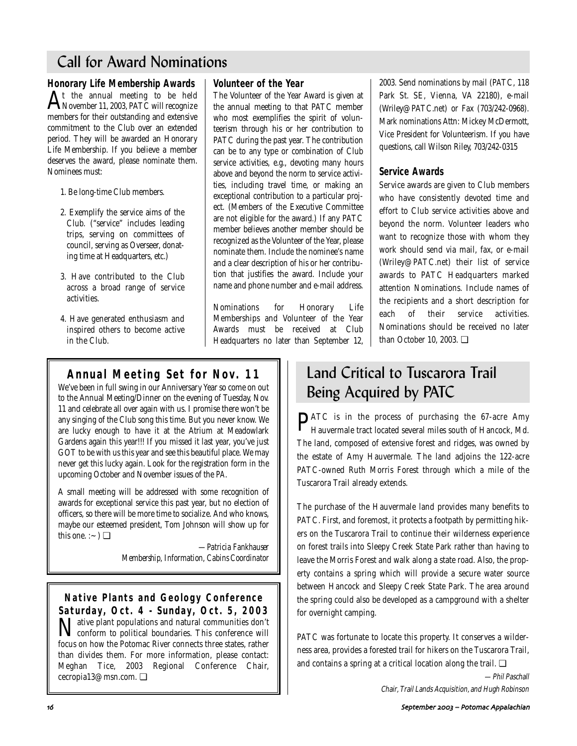# Call for Award Nominations

### Honorary Life Membership Awards

At the annual meeting to be held November 11, 2003, PATC will recognize members for their outstanding and extensive commitment to the Club over an extended period. They will be awarded an Honorary Life Membership. If you believe a member deserves the award, please nominate them. Nominees must:

1. Be long-time Club members.
2. Exemplify the service aims of the Club. ("service" includes leading trips, serving on committees of council, serving as Overseer, donating time at Headquarters, etc.)
3. Have contributed to the Club across a broad range of service activities.
4. Have generated enthusiasm and inspired others to become active in the Club.

### Volunteer of the Year

The Volunteer of the Year Award is given at the annual meeting to that PATC member who most exemplifies the spirit of volunteerism through his or her contribution to PATC during the past year. The contribution can be to any type or combination of Club service activities, e.g., devoting many hours above and beyond the norm to service activities, including travel time, or making an exceptional contribution to a particular project. (Members of the Executive Committee are not eligible for the award.) If any PATC member believes another member should be recognized as the Volunteer of the Year, please nominate them. Include the nominee's name and a clear description of his or her contribution that justifies the award. Include your name and phone number and e-mail address.

Nominations for Honorary Life Memberships and Volunteer of the Year Awards must be received at Club Headquarters no later than September 12, 2003. Send nominations by mail (PATC, 118 Park St. SE, Vienna, VA 22180), e-mail (Wriley@PATC.net) or Fax (703/242-0968). Mark nominations Attn: Mickey McDermott, Vice President for Volunteerism. If you have questions, call Wilson Riley, 703/242-0315

### Service Awards

Service awards are given to Club members who have consistently devoted time and effort to Club service activities above and beyond the norm. Volunteer leaders who want to recognize those with whom they work should send via mail, fax, or e-mail (Wriley@PATC.net) their list of service awards to PATC Headquarters marked attention Nominations. Include names of the recipients and a short description for each of their service activities. Nominations should be received no later than October 10, 2003. ❑

## Annual Meeting Set for Nov. 11

We've been in full swing in our Anniversary Year so come on out to the Annual Meeting/Dinner on the evening of Tuesday, Nov. 11 and celebrate all over again with us. I promise there won't be any singing of the Club song this time. But you never know. We are lucky enough to have it at the Atrium at Meadowlark Gardens again this year!!! If you missed it last year, you've just GOT to be with us this year and see this beautiful place. We may never get this lucky again. Look for the registration form in the upcoming October and November issues of the *PA*.

A small meeting will be addressed with some recognition of awards for exceptional service this past year, but no election of officers, so there will be more time to socialize. And who knows, maybe our esteemed president, Tom Johnson will show up for this one. :~ ) ❑

*—Patricia Fankhauser*
*Membership, Information, Cabins Coordinator*

## Native Plants and Geology Conference Saturday, Oct. 4 - Sunday, Oct. 5, 2003

Native plant populations and natural communities don't conform to political boundaries. This conference will focus on how the Potomac River connects three states, rather than divides them. For more information, please contact: Meghan Tice, 2003 Regional Conference Chair, cecropia13@msn.com. ❑

# Land Critical to Tuscarora Trail Being Acquired by PATC

PATC is in the process of purchasing the 67-acre Amy Hauvermale tract located several miles south of Hancock, Md. The land, composed of extensive forest and ridges, was owned by the estate of Amy Hauvermale. The land adjoins the 122-acre PATC-owned Ruth Morris Forest through which a mile of the Tuscarora Trail already extends.

The purchase of the Hauvermale land provides many benefits to PATC. First, and foremost, it protects a footpath by permitting hikers on the Tuscarora Trail to continue their wilderness experience on forest trails into Sleepy Creek State Park rather than having to leave the Morris Forest and walk along a state road. Also, the property contains a spring which will provide a secure water source between Hancock and Sleepy Creek State Park. The area around the spring could also be developed as a campground with a shelter for overnight camping.

PATC was fortunate to locate this property. It conserves a wilderness area, provides a forested trail for hikers on the Tuscarora Trail, and contains a spring at a critical location along the trail. ❑

*—Phil Paschall*
*Chair, Trail Lands Acquisition, and Hugh Robinson*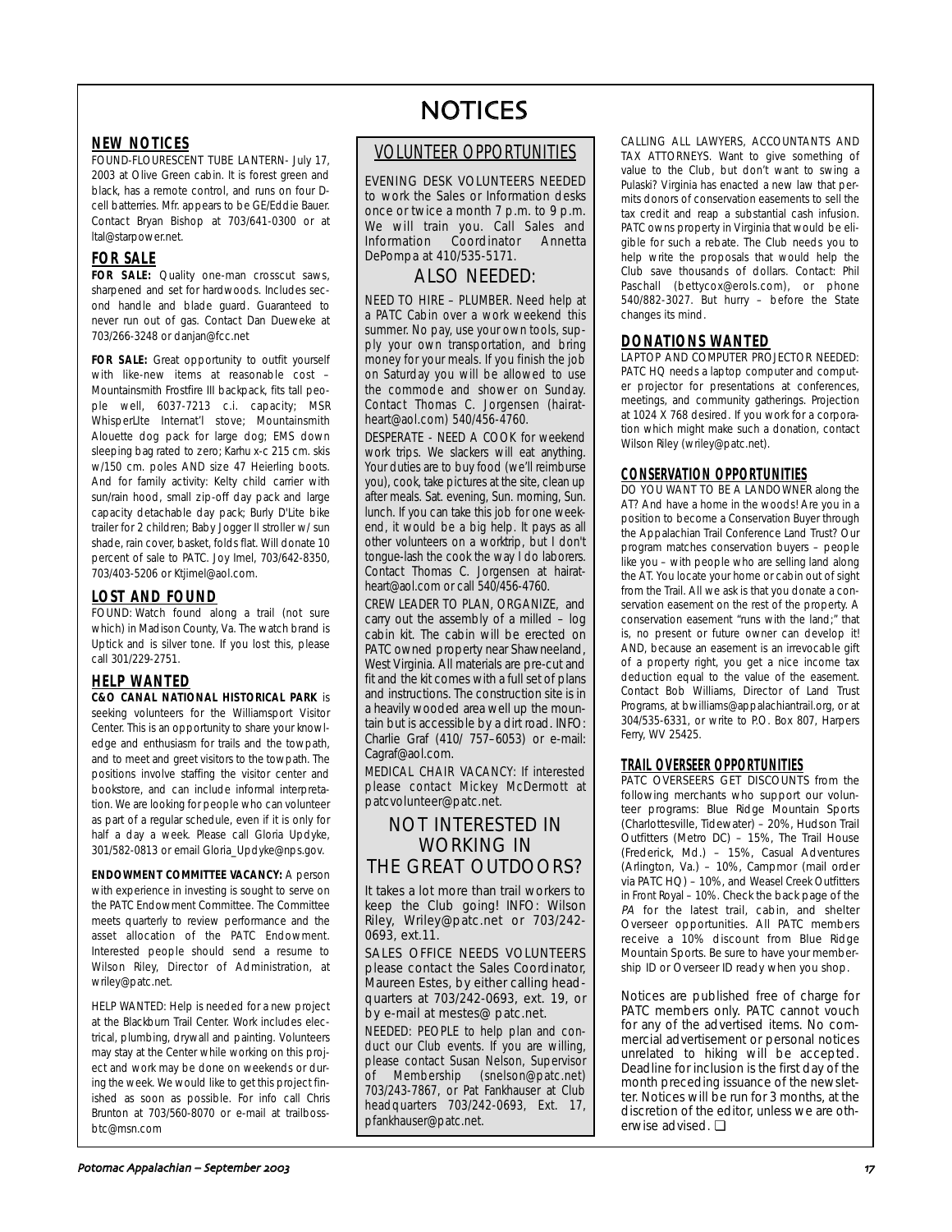# NOTICES

## NEW NOTICES

FOUND-FLOURESCENT TUBE LANTERN- July 17, 2003 at Olive Green cabin. It is forest green and black, has a remote control, and runs on four D-cell batterries. Mfr. appears to be GE/Eddie Bauer. Contact Bryan Bishop at 703/641-0300 or at ltal@starpower.net.

## FOR SALE

**FOR SALE:** Quality one-man crosscut saws, sharpened and set for hardwoods. Includes second handle and blade guard. Guaranteed to never run out of gas. Contact Dan Dueweke at 703/266-3248 or danjan@fcc.net

**FOR SALE:** Great opportunity to outfit yourself with like-new items at reasonable cost – Mountainsmith Frostfire III backpack, fits tall people well, 6037-7213 c.i. capacity; MSR WhisperLite Internat'l stove; Mountainsmith Alouette dog pack for large dog; EMS down sleeping bag rated to zero; Karhu x-c 215 cm. skis w/150 cm. poles AND size 47 Heierling boots. And for family activity: Kelty child carrier with sun/rain hood, small zip-off day pack and large capacity detachable day pack; Burly D'Lite bike trailer for 2 children; Baby Jogger II stroller w/ sun shade, rain cover, basket, folds flat. Will donate 10 percent of sale to PATC. Joy Imel, 703/642-8350, 703/403-5206 or Ktjimel@aol.com.

## LOST AND FOUND

FOUND: Watch found along a trail (not sure which) in Madison County, Va. The watch brand is Uptick and is silver tone. If you lost this, please call 301/229-2751.

## HELP WANTED

**C&O CANAL NATIONAL HISTORICAL PARK** is seeking volunteers for the Williamsport Visitor Center. This is an opportunity to share your knowledge and enthusiasm for trails and the towpath, and to meet and greet visitors to the towpath. The positions involve staffing the visitor center and bookstore, and can include informal interpretation. We are looking for people who can volunteer as part of a regular schedule, even if it is only for half a day a week. Please call Gloria Updyke, 301/582-0813 or email Gloria_Updyke@nps.gov.

**ENDOWMENT COMMITTEE VACANCY:** A person with experience in investing is sought to serve on the PATC Endowment Committee. The Committee meets quarterly to review performance and the asset allocation of the PATC Endowment. Interested people should send a resume to Wilson Riley, Director of Administration, at wriley@patc.net.

HELP WANTED: Help is needed for a new project at the Blackburn Trail Center. Work includes electrical, plumbing, drywall and painting. Volunteers may stay at the Center while working on this project and work may be done on weekends or during the week. We would like to get this project finished as soon as possible. For info call Chris Brunton at 703/560-8070 or e-mail at trailbossbtc@msn.com

## VOLUNTEER OPPORTUNITIES

EVENING DESK VOLUNTEERS NEEDED to work the Sales or Information desks once or twice a month 7 p.m. to 9 p.m. We will train you. Call Sales and Information Coordinator Annetta DePompa at 410/535-5171.

### ALSO NEEDED:

NEED TO HIRE – PLUMBER. Need help at a PATC Cabin over a work weekend this summer. No pay, use your own tools, supply your own transportation, and bring money for your meals. If you finish the job on Saturday you will be allowed to use the commode and shower on Sunday. Contact Thomas C. Jorgensen (hairatheart@aol.com) 540/456-4760.

DESPERATE - NEED A COOK for weekend work trips. We slackers will eat anything. Your duties are to buy food (we'll reimburse you), cook, take pictures at the site, clean up after meals. Sat. evening, Sun. morning, Sun. lunch. If you can take this job for one weekend, it would be a big help. It pays as all other volunteers on a worktrip, but I don't tongue-lash the cook the way I do laborers. Contact Thomas C. Jorgensen at hairatheart@aol.com or call 540/456-4760.

CREW LEADER TO PLAN, ORGANIZE, and carry out the assembly of a milled – log cabin kit. The cabin will be erected on PATC owned property near Shawneeland, West Virginia. All materials are pre-cut and fit and the kit comes with a full set of plans and instructions. The construction site is in a heavily wooded area well up the mountain but is accessible by a dirt road. INFO: Charlie Graf (410/ 757–6053) or e-mail: Cagraf@aol.com.

MEDICAL CHAIR VACANCY: If interested please contact Mickey McDermott at patcvolunteer@patc.net.

### NOT INTERESTED IN WORKING IN THE GREAT OUTDOORS?

It takes a lot more than trail workers to keep the Club going! INFO: Wilson Riley, Wriley@patc.net or 703/242-0693, ext.11.

SALES OFFICE NEEDS VOLUNTEERS please contact the Sales Coordinator, Maureen Estes, by either calling headquarters at 703/242-0693, ext. 19, or by e-mail at mestes@ patc.net.

NEEDED: PEOPLE to help plan and conduct our Club events. If you are willing, please contact Susan Nelson, Supervisor of Membership (snelson@patc.net) 703/243-7867, or Pat Fankhauser at Club headquarters 703/242-0693, Ext. 17, pfankhauser@patc.net.

CALLING ALL LAWYERS, ACCOUNTANTS AND TAX ATTORNEYS. Want to give something of value to the Club, but don't want to swing a Pulaski? Virginia has enacted a new law that permits donors of conservation easements to sell the tax credit and reap a substantial cash infusion. PATC owns property in Virginia that would be eligible for such a rebate. The Club needs you to help write the proposals that would help the Club save thousands of dollars. Contact: Phil Paschall (bettycox@erols.com), or phone 540/882-3027. But hurry – before the State changes its mind.

## DONATIONS WANTED

LAPTOP AND COMPUTER PROJECTOR NEEDED: PATC HQ needs a laptop computer and computer projector for presentations at conferences, meetings, and community gatherings. Projection at 1024 X 768 desired. If you work for a corporation which might make such a donation, contact Wilson Riley (wriley@patc.net).

## CONSERVATION OPPORTUNITIES

DO YOU WANT TO BE A LANDOWNER along the AT? And have a home in the woods! Are you in a position to become a Conservation Buyer through the Appalachian Trail Conference Land Trust? Our program matches conservation buyers – people like you – with people who are selling land along the AT. You locate your home or cabin out of sight from the Trail. All we ask is that you donate a conservation easement on the rest of the property. A conservation easement "runs with the land;" that is, no present or future owner can develop it! AND, because an easement is an irrevocable gift of a property right, you get a nice income tax deduction equal to the value of the easement. Contact Bob Williams, Director of Land Trust Programs, at bwilliams@appalachiantrail.org, or at 304/535-6331, or write to P.O. Box 807, Harpers Ferry, WV 25425.

## TRAIL OVERSEER OPPORTUNITIES

PATC OVERSEERS GET DISCOUNTS from the following merchants who support our volunteer programs: Blue Ridge Mountain Sports (Charlottesville, Tidewater) – 20%, Hudson Trail Outfitters (Metro DC) – 15%, The Trail House (Frederick, Md.) – 15%, Casual Adventures (Arlington, Va.) – 10%, Campmor (mail order via PATC HQ) – 10%, and Weasel Creek Outfitters in Front Royal – 10%. Check the back page of the *PA* for the latest trail, cabin, and shelter Overseer opportunities. All PATC members receive a 10% discount from Blue Ridge Mountain Sports. Be sure to have your membership ID or Overseer ID ready when you shop.

Notices are published free of charge for PATC members only. PATC cannot vouch for any of the advertised items. No commercial advertisement or personal notices unrelated to hiking will be accepted. Deadline for inclusion is the first day of the month preceding issuance of the newsletter. Notices will be run for 3 months, at the discretion of the editor, unless we are otherwise advised. ❑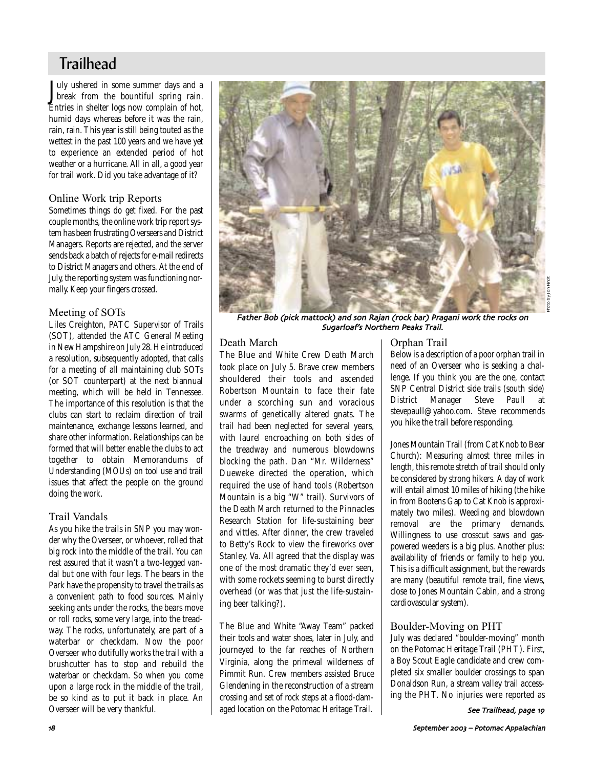# Trailhead

July ushered in some summer days and a break from the bountiful spring rain. Entries in shelter logs now complain of hot, humid days whereas before it was the rain, rain, rain. This year is still being touted as the wettest in the past 100 years and we have yet to experience an extended period of hot weather or a hurricane. All in all, a good year for trail work. Did you take advantage of it?

## Online Work trip Reports

Sometimes things do get fixed. For the past couple months, the online work trip report system has been frustrating Overseers and District Managers. Reports are rejected, and the server sends back a batch of rejects for e-mail redirects to District Managers and others. At the end of July, the reporting system was functioning normally. Keep your fingers crossed.

## Meeting of SOTs

Liles Creighton, PATC Supervisor of Trails (SOT), attended the ATC General Meeting in New Hampshire on July 28. He introduced a resolution, subsequently adopted, that calls for a meeting of all maintaining club SOTs (or SOT counterpart) at the next biannual meeting, which will be held in Tennessee. The importance of this resolution is that the clubs can start to reclaim direction of trail maintenance, exchange lessons learned, and share other information. Relationships can be formed that will better enable the clubs to act together to obtain Memorandums of Understanding (MOUs) on tool use and trail issues that affect the people on the ground doing the work.

## Trail Vandals

As you hike the trails in SNP you may wonder why the Overseer, or whoever, rolled that big rock into the middle of the trail. You can rest assured that it wasn't a two-legged vandal but one with four legs. The bears in the Park have the propensity to travel the trails as a convenient path to food sources. Mainly seeking ants under the rocks, the bears move or roll rocks, some very large, into the treadway. The rocks, unfortunately, are part of a waterbar or checkdam. Now the poor Overseer who dutifully works the trail with a brushcutter has to stop and rebuild the waterbar or checkdam. So when you come upon a large rock in the middle of the trail, be so kind as to put it back in place. An Overseer will be very thankful.

*Father Bob (pick mattock) and son Rajan (rock bar) Pragani work the rocks on Sugarloaf's Northern Peaks Trail.*

Photo by Jon Rindt

## Death March

The Blue and White Crew Death March took place on July 5. Brave crew members shouldered their tools and ascended Robertson Mountain to face their fate under a scorching sun and voracious swarms of genetically altered gnats. The trail had been neglected for several years, with laurel encroaching on both sides of the treadway and numerous blowdowns blocking the path. Dan "Mr. Wilderness" Dueweke directed the operation, which required the use of hand tools (Robertson Mountain is a big "W" trail). Survivors of the Death March returned to the Pinnacles Research Station for life-sustaining beer and vittles. After dinner, the crew traveled to Betty's Rock to view the fireworks over Stanley, Va. All agreed that the display was one of the most dramatic they'd ever seen, with some rockets seeming to burst directly overhead (or was that just the life-sustaining beer talking?).

The Blue and White "Away Team" packed their tools and water shoes, later in July, and journeyed to the far reaches of Northern Virginia, along the primeval wilderness of Pimmit Run. Crew members assisted Bruce Glendening in the reconstruction of a stream crossing and set of rock steps at a flood-damaged location on the Potomac Heritage Trail.

## Orphan Trail

Below is a description of a poor orphan trail in need of an Overseer who is seeking a challenge. If you think you are the one, contact SNP Central District side trails (south side) District Manager Steve Paull at stevepaull@yahoo.com. Steve recommends you hike the trail before responding.

Jones Mountain Trail (from Cat Knob to Bear Church): Measuring almost three miles in length, this remote stretch of trail should only be considered by strong hikers. A day of work will entail almost 10 miles of hiking (the hike in from Bootens Gap to Cat Knob is approximately two miles). Weeding and blowdown removal are the primary demands. Willingness to use crosscut saws and gas-powered weeders is a big plus. Another plus: availability of friends or family to help you. This is a difficult assignment, but the rewards are many (beautiful remote trail, fine views, close to Jones Mountain Cabin, and a strong cardiovascular system).

## Boulder-Moving on PHT

July was declared "boulder-moving" month on the Potomac Heritage Trail (PHT). First, a Boy Scout Eagle candidate and crew completed six smaller boulder crossings to span Donaldson Run, a stream valley trail accessing the PHT. No injuries were reported as

*See Trailhead, page 19*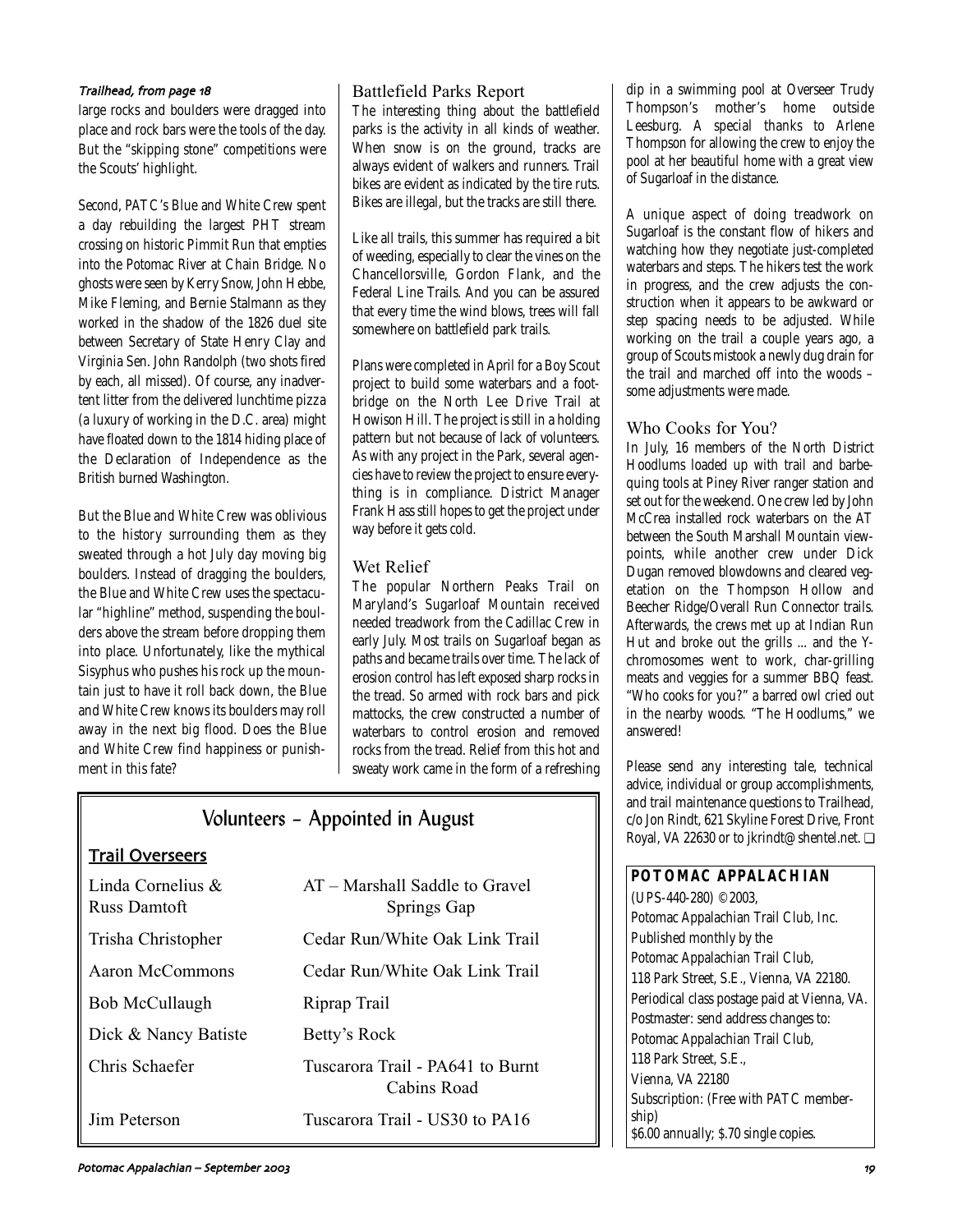*Trailhead, from page 18*

large rocks and boulders were dragged into place and rock bars were the tools of the day. But the "skipping stone" competitions were the Scouts' highlight.

Second, PATC's Blue and White Crew spent a day rebuilding the largest PHT stream crossing on historic Pimmit Run that empties into the Potomac River at Chain Bridge. No ghosts were seen by Kerry Snow, John Hebbe, Mike Fleming, and Bernie Stalmann as they worked in the shadow of the 1826 duel site between Secretary of State Henry Clay and Virginia Sen. John Randolph (two shots fired by each, all missed). Of course, any inadvertent litter from the delivered lunchtime pizza (a luxury of working in the D.C. area) might have floated down to the 1814 hiding place of the Declaration of Independence as the British burned Washington.

But the Blue and White Crew was oblivious to the history surrounding them as they sweated through a hot July day moving big boulders. Instead of dragging the boulders, the Blue and White Crew uses the spectacular "highline" method, suspending the boulders above the stream before dropping them into place. Unfortunately, like the mythical Sisyphus who pushes his rock up the mountain just to have it roll back down, the Blue and White Crew knows its boulders may roll away in the next big flood. Does the Blue and White Crew find happiness or punishment in this fate?

## Battlefield Parks Report

The interesting thing about the battlefield parks is the activity in all kinds of weather. When snow is on the ground, tracks are always evident of walkers and runners. Trail bikes are evident as indicated by the tire ruts. Bikes are illegal, but the tracks are still there.

Like all trails, this summer has required a bit of weeding, especially to clear the vines on the Chancellorsville, Gordon Flank, and the Federal Line Trails. And you can be assured that every time the wind blows, trees will fall somewhere on battlefield park trails.

Plans were completed in April for a Boy Scout project to build some waterbars and a footbridge on the North Lee Drive Trail at Howison Hill. The project is still in a holding pattern but not because of lack of volunteers. As with any project in the Park, several agencies have to review the project to ensure everything is in compliance. District Manager Frank Hass still hopes to get the project under way before it gets cold.

## Wet Relief

The popular Northern Peaks Trail on Maryland's Sugarloaf Mountain received needed treadwork from the Cadillac Crew in early July. Most trails on Sugarloaf began as paths and became trails over time. The lack of erosion control has left exposed sharp rocks in the tread. So armed with rock bars and pick mattocks, the crew constructed a number of waterbars to control erosion and removed rocks from the tread. Relief from this hot and sweaty work came in the form of a refreshing dip in a swimming pool at Overseer Trudy Thompson's mother's home outside Leesburg. A special thanks to Arlene Thompson for allowing the crew to enjoy the pool at her beautiful home with a great view of Sugarloaf in the distance.

A unique aspect of doing treadwork on Sugarloaf is the constant flow of hikers and watching how they negotiate just-completed waterbars and steps. The hikers test the work in progress, and the crew adjusts the construction when it appears to be awkward or step spacing needs to be adjusted. While working on the trail a couple years ago, a group of Scouts mistook a newly dug drain for the trail and marched off into the woods – some adjustments were made.

## Who Cooks for You?

In July, 16 members of the North District Hoodlums loaded up with trail and barbequing tools at Piney River ranger station and set out for the weekend. One crew led by John McCrea installed rock waterbars on the AT between the South Marshall Mountain viewpoints, while another crew under Dick Dugan removed blowdowns and cleared vegetation on the Thompson Hollow and Beecher Ridge/Overall Run Connector trails. Afterwards, the crews met up at Indian Run Hut and broke out the grills ... and the Y-chromosomes went to work, char-grilling meats and veggies for a summer BBQ feast. "Who cooks for you?" a barred owl cried out in the nearby woods. "The Hoodlums," we answered!

Please send any interesting tale, technical advice, individual or group accomplishments, and trail maintenance questions to Trailhead, c/o Jon Rindt, 621 Skyline Forest Drive, Front Royal, VA 22630 or to jkrindt@shentel.net. ❑

## Volunteers – Appointed in August

### Trail Overseers

| | |
|---|---|
| Linda Cornelius & Russ Damtoft | AT – Marshall Saddle to Gravel Springs Gap |
| Trisha Christopher | Cedar Run/White Oak Link Trail |
| Aaron McCommons | Cedar Run/White Oak Link Trail |
| Bob McCullaugh | Riprap Trail |
| Dick & Nancy Batiste | Betty's Rock |
| Chris Schaefer | Tuscarora Trail - PA641 to Burnt Cabins Road |
| Jim Peterson | Tuscarora Trail - US30 to PA16 |

**POTOMAC APPALACHIAN**

(UPS-440-280) ©2003,
Potomac Appalachian Trail Club, Inc.
Published monthly by the
Potomac Appalachian Trail Club,
118 Park Street, S.E., Vienna, VA 22180.
Periodical class postage paid at Vienna, VA.
Postmaster: send address changes to:
Potomac Appalachian Trail Club,
118 Park Street, S.E.,
Vienna, VA 22180
Subscription: (Free with PATC membership)
$6.00 annually; $.70 single copies.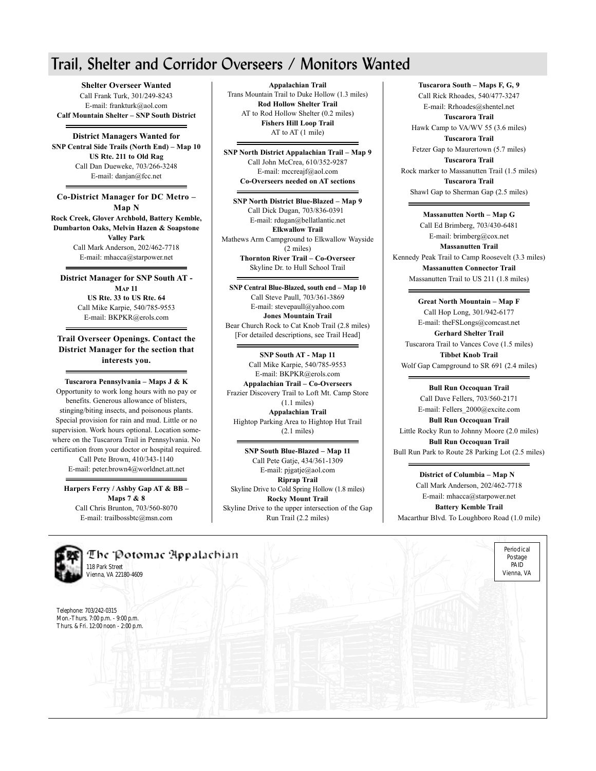# Trail, Shelter and Corridor Overseers / Monitors Wanted

**Shelter Overseer Wanted**
Call Frank Turk, 301/249-8243
E-mail: frankturk@aol.com
**Calf Mountain Shelter – SNP South District**

**District Managers Wanted for SNP Central Side Trails (North End) – Map 10**
**US Rte. 211 to Old Rag**
Call Dan Dueweke, 703/266-3248
E-mail: danjan@fcc.net

**Co-District Manager for DC Metro – Map N**
**Rock Creek, Glover Archbold, Battery Kemble, Dumbarton Oaks, Melvin Hazen & Soapstone Valley Park**
Call Mark Anderson, 202/462-7718
E-mail: mhacca@starpower.net

**District Manager for SNP South AT - Map 11**
**US Rte. 33 to US Rte. 64**
Call Mike Karpie, 540/785-9553
E-mail: BKPKR@erols.com

**Trail Overseer Openings. Contact the District Manager for the section that interests you.**

**Tuscarora Pennsylvania – Maps J & K**
Opportunity to work long hours with no pay or benefits. Generous allowance of blisters, stinging/biting insects, and poisonous plants. Special provision for rain and mud. Little or no supervision. Work hours optional. Location somewhere on the Tuscarora Trail in Pennsylvania. No certification from your doctor or hospital required.
Call Pete Brown, 410/343-1140
E-mail: peter.brown4@worldnet.att.net

**Harpers Ferry / Ashby Gap AT & BB – Maps 7 & 8**
Call Chris Brunton, 703/560-8070
E-mail: trailbossbtc@msn.com

**Appalachian Trail**
Trans Mountain Trail to Duke Hollow (1.3 miles)
**Rod Hollow Shelter Trail**
AT to Rod Hollow Shelter (0.2 miles)
**Fishers Hill Loop Trail**
AT to AT (1 mile)

**SNP North District Appalachian Trail – Map 9**
Call John McCrea, 610/352-9287
E-mail: mccreajf@aol.com
**Co-Overseers needed on AT sections**

**SNP North District Blue-Blazed – Map 9**
Call Dick Dugan, 703/836-0391
E-mail: rdugan@bellatlantic.net
**Elkwallow Trail**
Mathews Arm Campground to Elkwallow Wayside (2 miles)
**Thornton River Trail – Co-Overseer**
Skyline Dr. to Hull School Trail

**SNP Central Blue-Blazed, south end – Map 10**
Call Steve Paull, 703/361-3869
E-mail: stevepaull@yahoo.com
**Jones Mountain Trail**
Bear Church Rock to Cat Knob Trail (2.8 miles)
[For detailed descriptions, see Trail Head]

**SNP South AT - Map 11**
Call Mike Karpie, 540/785-9553
E-mail: BKPKR@erols.com
**Appalachian Trail – Co-Overseers**
Frazier Discovery Trail to Loft Mt. Camp Store (1.1 miles)
**Appalachian Trail**
Hightop Parking Area to Hightop Hut Trail (2.1 miles)

**SNP South Blue-Blazed – Map 11**
Call Pete Gatje, 434/361-1309
E-mail: pjgatje@aol.com
**Riprap Trail**
Skyline Drive to Cold Spring Hollow (1.8 miles)
**Rocky Mount Trail**
Skyline Drive to the upper intersection of the Gap Run Trail (2.2 miles)

**Tuscarora South – Maps F, G, 9**
Call Rick Rhoades, 540/477-3247
E-mail: Rrhoades@shentel.net
**Tuscarora Trail**
Hawk Camp to VA/WV 55 (3.6 miles)
**Tuscarora Trail**
Fetzer Gap to Maurertown (5.7 miles)
**Tuscarora Trail**
Rock marker to Massanutten Trail (1.5 miles)
**Tuscarora Trail**
Shawl Gap to Sherman Gap (2.5 miles)

**Massanutten North – Map G**
Call Ed Brimberg, 703/430-6481
E-mail: brimberg@cox.net
**Massanutten Trail**
Kennedy Peak Trail to Camp Roosevelt (3.3 miles)
**Massanutten Connector Trail**
Massanutten Trail to US 211 (1.8 miles)

**Great North Mountain – Map F**
Call Hop Long, 301/942-6177
E-mail: theFSLongs@comcast.net
**Gerhard Shelter Trail**
Tuscarora Trail to Vances Cove (1.5 miles)
**Tibbet Knob Trail**
Wolf Gap Campground to SR 691 (2.4 miles)

**Bull Run Occoquan Trail**
Call Dave Fellers, 703/560-2171
E-mail: Fellers_2000@excite.com
**Bull Run Occoquan Trail**
Little Rocky Run to Johnny Moore (2.0 miles)
**Bull Run Occoquan Trail**
Bull Run Park to Route 28 Parking Lot (2.5 miles)

**District of Columbia – Map N**
Call Mark Anderson, 202/462-7718
E-mail: mhacca@starpower.net
**Battery Kemble Trail**
Macarthur Blvd. To Loughboro Road (1.0 mile)

The Potomac Appalachian
118 Park Street
Vienna, VA 22180-4609

Periodical Postage PAID Vienna, VA

Telephone: 703/242-0315
Mon.-Thurs. 7:00 p.m. - 9:00 p.m.
Thurs. & Fri. 12:00 noon - 2:00 p.m.